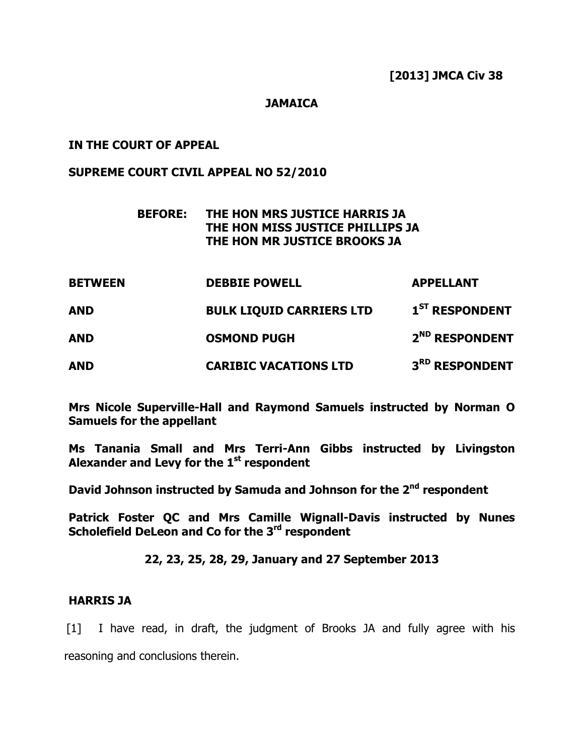**[2013] JMCA Civ 38**

**JAMAICA**

**IN THE COURT OF APPEAL**

**SUPREME COURT CIVIL APPEAL NO 52/2010**

**BEFORE: THE HON MRS JUSTICE HARRIS JA**
**THE HON MISS JUSTICE PHILLIPS JA**
**THE HON MR JUSTICE BROOKS JA**

| | | |
|---|---|---|
| **BETWEEN** | **DEBBIE POWELL** | **APPELLANT** |
| **AND** | **BULK LIQUID CARRIERS LTD** | **1ST RESPONDENT** |
| **AND** | **OSMOND PUGH** | **2ND RESPONDENT** |
| **AND** | **CARIBIC VACATIONS LTD** | **3RD RESPONDENT** |

**Mrs Nicole Superville-Hall and Raymond Samuels instructed by Norman O Samuels for the appellant**

**Ms Tanania Small and Mrs Terri-Ann Gibbs instructed by Livingston Alexander and Levy for the 1st respondent**

**David Johnson instructed by Samuda and Johnson for the 2nd respondent**

**Patrick Foster QC and Mrs Camille Wignall-Davis instructed by Nunes Scholefield DeLeon and Co for the 3rd respondent**

**22, 23, 25, 28, 29, January and 27 September 2013**

**HARRIS JA**

[1] I have read, in draft, the judgment of Brooks JA and fully agree with his reasoning and conclusions therein.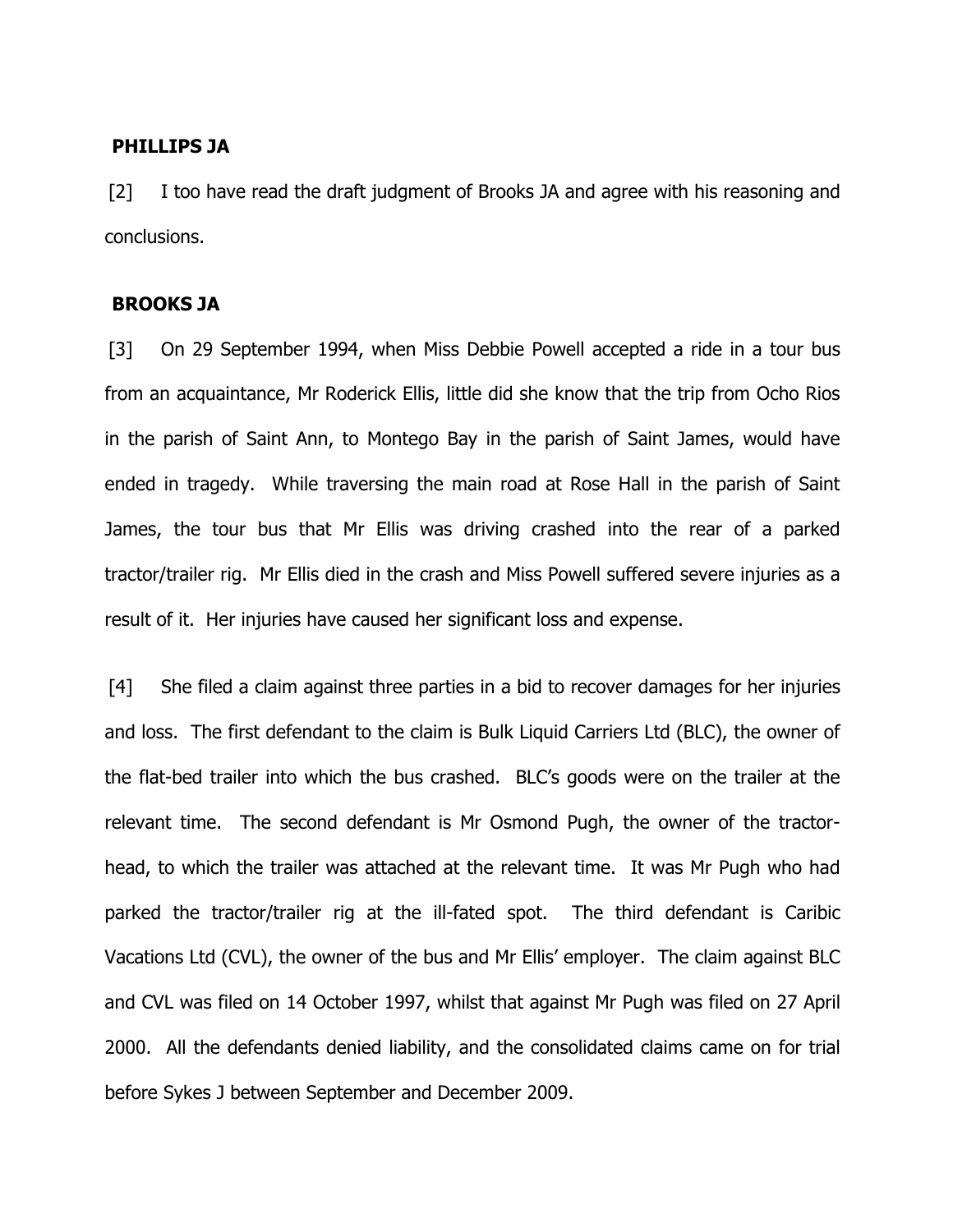**PHILLIPS JA**

[2] I too have read the draft judgment of Brooks JA and agree with his reasoning and conclusions.

**BROOKS JA**

[3] On 29 September 1994, when Miss Debbie Powell accepted a ride in a tour bus from an acquaintance, Mr Roderick Ellis, little did she know that the trip from Ocho Rios in the parish of Saint Ann, to Montego Bay in the parish of Saint James, would have ended in tragedy. While traversing the main road at Rose Hall in the parish of Saint James, the tour bus that Mr Ellis was driving crashed into the rear of a parked tractor/trailer rig. Mr Ellis died in the crash and Miss Powell suffered severe injuries as a result of it. Her injuries have caused her significant loss and expense.

[4] She filed a claim against three parties in a bid to recover damages for her injuries and loss. The first defendant to the claim is Bulk Liquid Carriers Ltd (BLC), the owner of the flat-bed trailer into which the bus crashed. BLC's goods were on the trailer at the relevant time. The second defendant is Mr Osmond Pugh, the owner of the tractor-head, to which the trailer was attached at the relevant time. It was Mr Pugh who had parked the tractor/trailer rig at the ill-fated spot. The third defendant is Caribic Vacations Ltd (CVL), the owner of the bus and Mr Ellis' employer. The claim against BLC and CVL was filed on 14 October 1997, whilst that against Mr Pugh was filed on 27 April 2000. All the defendants denied liability, and the consolidated claims came on for trial before Sykes J between September and December 2009.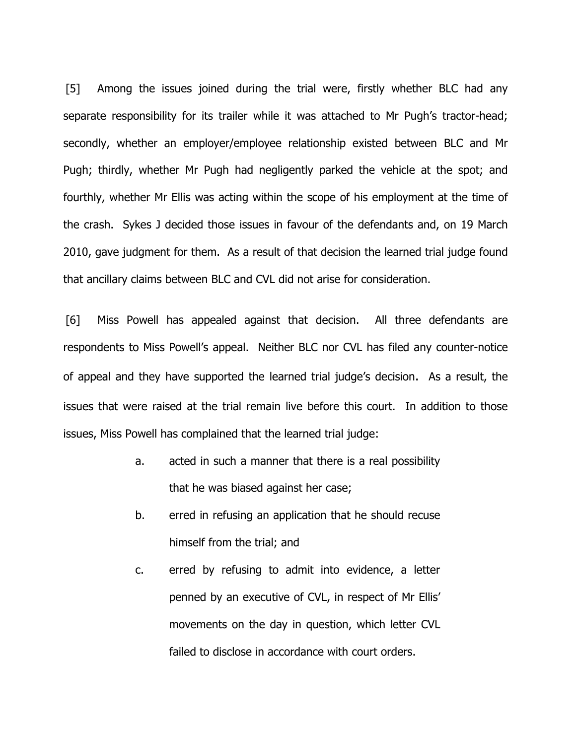[5] Among the issues joined during the trial were, firstly whether BLC had any separate responsibility for its trailer while it was attached to Mr Pugh's tractor-head; secondly, whether an employer/employee relationship existed between BLC and Mr Pugh; thirdly, whether Mr Pugh had negligently parked the vehicle at the spot; and fourthly, whether Mr Ellis was acting within the scope of his employment at the time of the crash. Sykes J decided those issues in favour of the defendants and, on 19 March 2010, gave judgment for them. As a result of that decision the learned trial judge found that ancillary claims between BLC and CVL did not arise for consideration.

[6] Miss Powell has appealed against that decision. All three defendants are respondents to Miss Powell's appeal. Neither BLC nor CVL has filed any counter-notice of appeal and they have supported the learned trial judge's decision. As a result, the issues that were raised at the trial remain live before this court. In addition to those issues, Miss Powell has complained that the learned trial judge:

a. acted in such a manner that there is a real possibility that he was biased against her case;

b. erred in refusing an application that he should recuse himself from the trial; and

c. erred by refusing to admit into evidence, a letter penned by an executive of CVL, in respect of Mr Ellis' movements on the day in question, which letter CVL failed to disclose in accordance with court orders.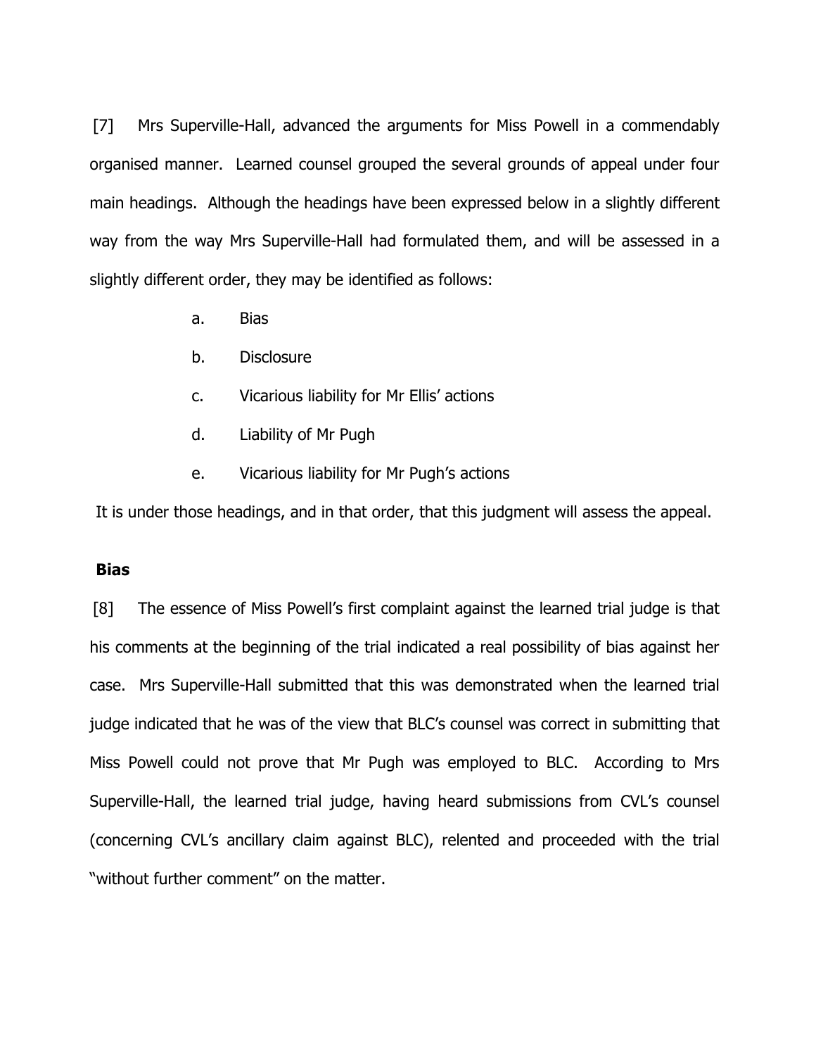[7] Mrs Superville-Hall, advanced the arguments for Miss Powell in a commendably organised manner. Learned counsel grouped the several grounds of appeal under four main headings. Although the headings have been expressed below in a slightly different way from the way Mrs Superville-Hall had formulated them, and will be assessed in a slightly different order, they may be identified as follows:

a. Bias

b. Disclosure

c. Vicarious liability for Mr Ellis' actions

d. Liability of Mr Pugh

e. Vicarious liability for Mr Pugh's actions

It is under those headings, and in that order, that this judgment will assess the appeal.

**Bias**

[8] The essence of Miss Powell's first complaint against the learned trial judge is that his comments at the beginning of the trial indicated a real possibility of bias against her case. Mrs Superville-Hall submitted that this was demonstrated when the learned trial judge indicated that he was of the view that BLC's counsel was correct in submitting that Miss Powell could not prove that Mr Pugh was employed to BLC. According to Mrs Superville-Hall, the learned trial judge, having heard submissions from CVL's counsel (concerning CVL's ancillary claim against BLC), relented and proceeded with the trial "without further comment" on the matter.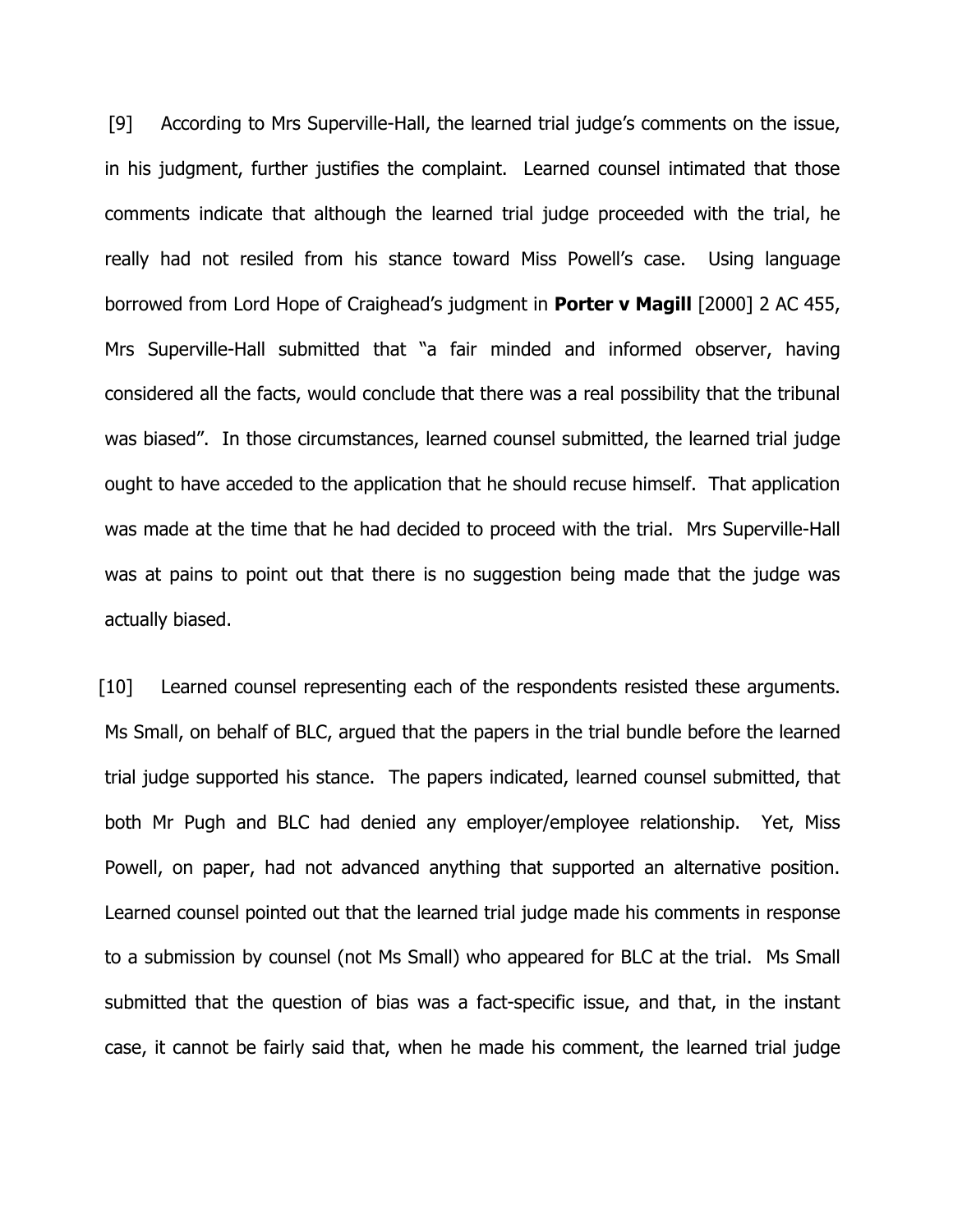[9] According to Mrs Superville-Hall, the learned trial judge's comments on the issue, in his judgment, further justifies the complaint. Learned counsel intimated that those comments indicate that although the learned trial judge proceeded with the trial, he really had not resiled from his stance toward Miss Powell's case. Using language borrowed from Lord Hope of Craighead's judgment in **Porter v Magill** [2000] 2 AC 455, Mrs Superville-Hall submitted that "a fair minded and informed observer, having considered all the facts, would conclude that there was a real possibility that the tribunal was biased". In those circumstances, learned counsel submitted, the learned trial judge ought to have acceded to the application that he should recuse himself. That application was made at the time that he had decided to proceed with the trial. Mrs Superville-Hall was at pains to point out that there is no suggestion being made that the judge was actually biased.

[10] Learned counsel representing each of the respondents resisted these arguments. Ms Small, on behalf of BLC, argued that the papers in the trial bundle before the learned trial judge supported his stance. The papers indicated, learned counsel submitted, that both Mr Pugh and BLC had denied any employer/employee relationship. Yet, Miss Powell, on paper, had not advanced anything that supported an alternative position. Learned counsel pointed out that the learned trial judge made his comments in response to a submission by counsel (not Ms Small) who appeared for BLC at the trial. Ms Small submitted that the question of bias was a fact-specific issue, and that, in the instant case, it cannot be fairly said that, when he made his comment, the learned trial judge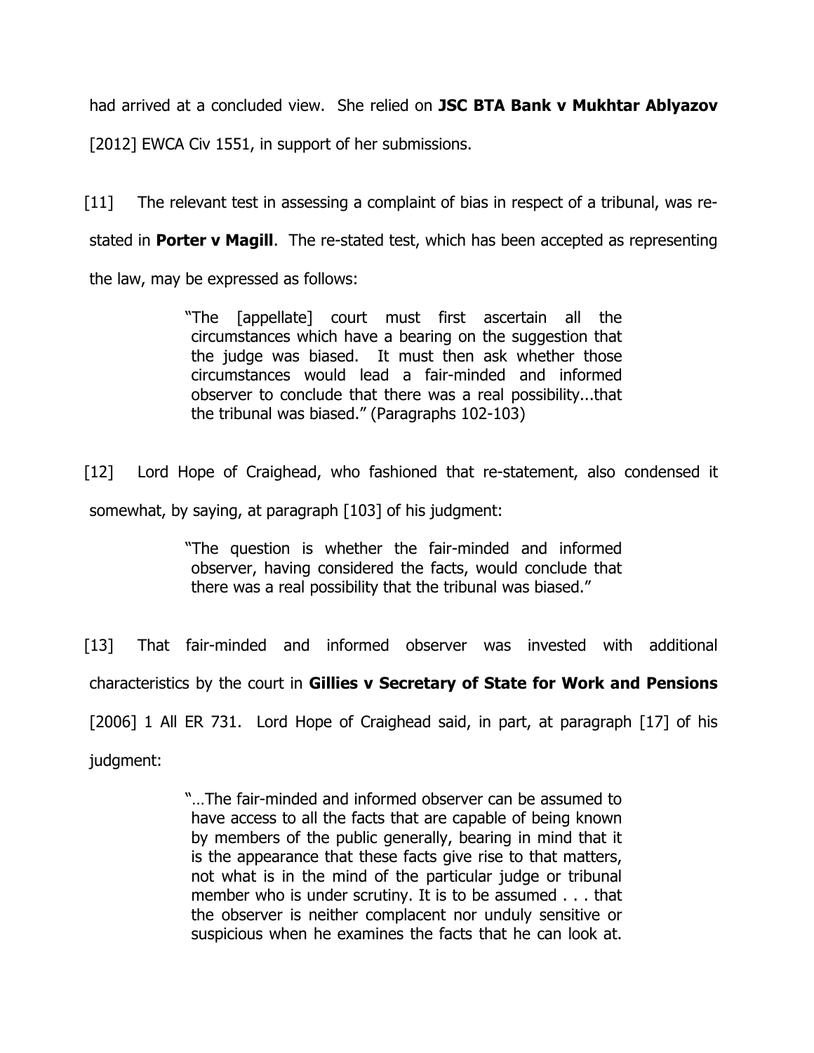had arrived at a concluded view. She relied on **JSC BTA Bank v Mukhtar Ablyazov** [2012] EWCA Civ 1551, in support of her submissions.

[11] The relevant test in assessing a complaint of bias in respect of a tribunal, was re-stated in **Porter v Magill**. The re-stated test, which has been accepted as representing the law, may be expressed as follows:

> "The [appellate] court must first ascertain all the circumstances which have a bearing on the suggestion that the judge was biased. It must then ask whether those circumstances would lead a fair-minded and informed observer to conclude that there was a real possibility...that the tribunal was biased." (Paragraphs 102-103)

[12] Lord Hope of Craighead, who fashioned that re-statement, also condensed it somewhat, by saying, at paragraph [103] of his judgment:

> "The question is whether the fair-minded and informed observer, having considered the facts, would conclude that there was a real possibility that the tribunal was biased."

[13] That fair-minded and informed observer was invested with additional characteristics by the court in **Gillies v Secretary of State for Work and Pensions** [2006] 1 All ER 731. Lord Hope of Craighead said, in part, at paragraph [17] of his judgment:

> "…The fair-minded and informed observer can be assumed to have access to all the facts that are capable of being known by members of the public generally, bearing in mind that it is the appearance that these facts give rise to that matters, not what is in the mind of the particular judge or tribunal member who is under scrutiny. It is to be assumed . . . that the observer is neither complacent nor unduly sensitive or suspicious when he examines the facts that he can look at.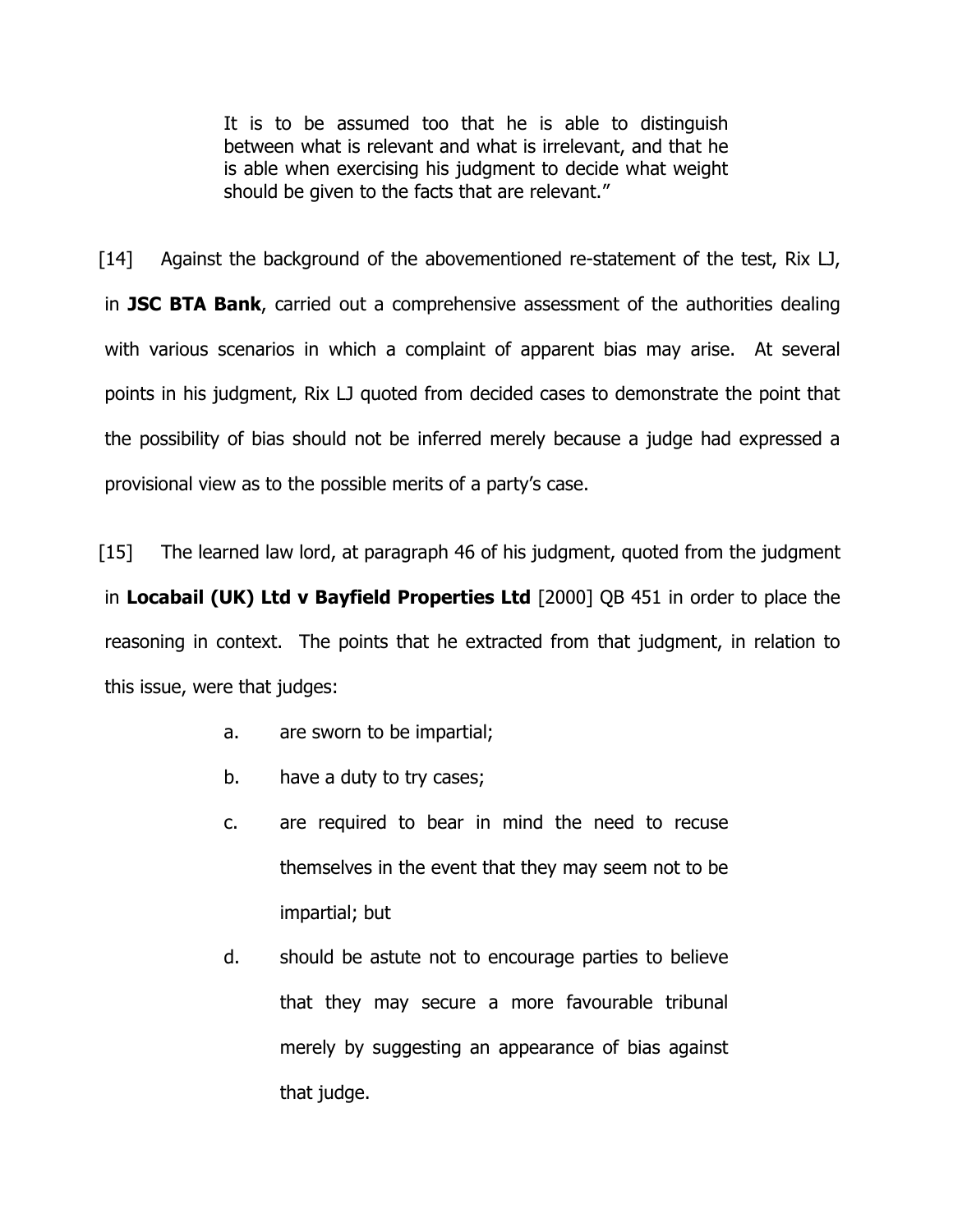> It is to be assumed too that he is able to distinguish between what is relevant and what is irrelevant, and that he is able when exercising his judgment to decide what weight should be given to the facts that are relevant."

[14] Against the background of the abovementioned re-statement of the test, Rix LJ, in **JSC BTA Bank**, carried out a comprehensive assessment of the authorities dealing with various scenarios in which a complaint of apparent bias may arise. At several points in his judgment, Rix LJ quoted from decided cases to demonstrate the point that the possibility of bias should not be inferred merely because a judge had expressed a provisional view as to the possible merits of a party's case.

[15] The learned law lord, at paragraph 46 of his judgment, quoted from the judgment in **Locabail (UK) Ltd v Bayfield Properties Ltd** [2000] QB 451 in order to place the reasoning in context. The points that he extracted from that judgment, in relation to this issue, were that judges:

a. are sworn to be impartial;

b. have a duty to try cases;

c. are required to bear in mind the need to recuse themselves in the event that they may seem not to be impartial; but

d. should be astute not to encourage parties to believe that they may secure a more favourable tribunal merely by suggesting an appearance of bias against that judge.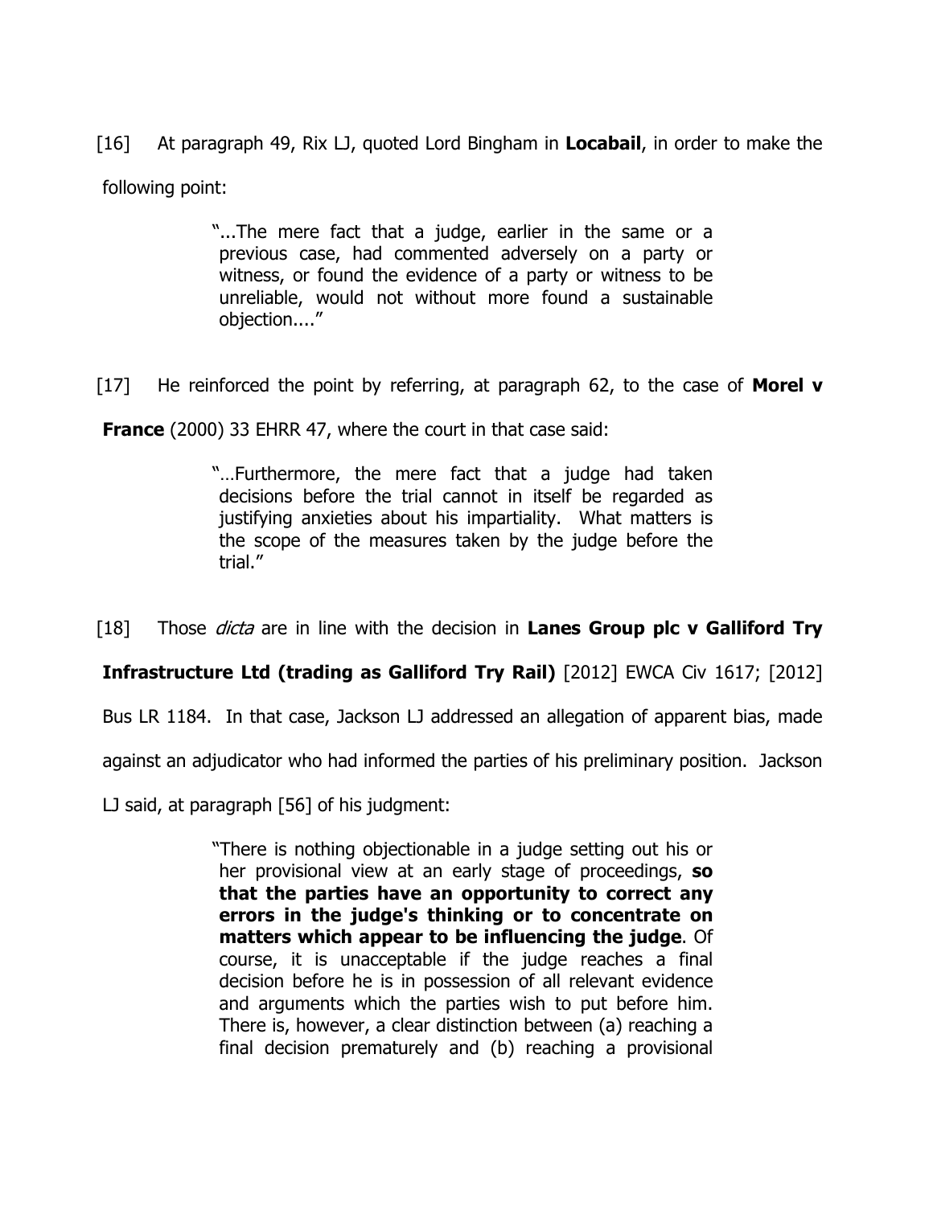[16] At paragraph 49, Rix LJ, quoted Lord Bingham in **Locabail**, in order to make the following point:

> "...The mere fact that a judge, earlier in the same or a previous case, had commented adversely on a party or witness, or found the evidence of a party or witness to be unreliable, would not without more found a sustainable objection...."

[17] He reinforced the point by referring, at paragraph 62, to the case of **Morel v France** (2000) 33 EHRR 47, where the court in that case said:

> "…Furthermore, the mere fact that a judge had taken decisions before the trial cannot in itself be regarded as justifying anxieties about his impartiality. What matters is the scope of the measures taken by the judge before the trial."

[18] Those *dicta* are in line with the decision in **Lanes Group plc v Galliford Try Infrastructure Ltd (trading as Galliford Try Rail)** [2012] EWCA Civ 1617; [2012] Bus LR 1184. In that case, Jackson LJ addressed an allegation of apparent bias, made against an adjudicator who had informed the parties of his preliminary position. Jackson LJ said, at paragraph [56] of his judgment:

> "There is nothing objectionable in a judge setting out his or her provisional view at an early stage of proceedings, **so that the parties have an opportunity to correct any errors in the judge's thinking or to concentrate on matters which appear to be influencing the judge**. Of course, it is unacceptable if the judge reaches a final decision before he is in possession of all relevant evidence and arguments which the parties wish to put before him. There is, however, a clear distinction between (a) reaching a final decision prematurely and (b) reaching a provisional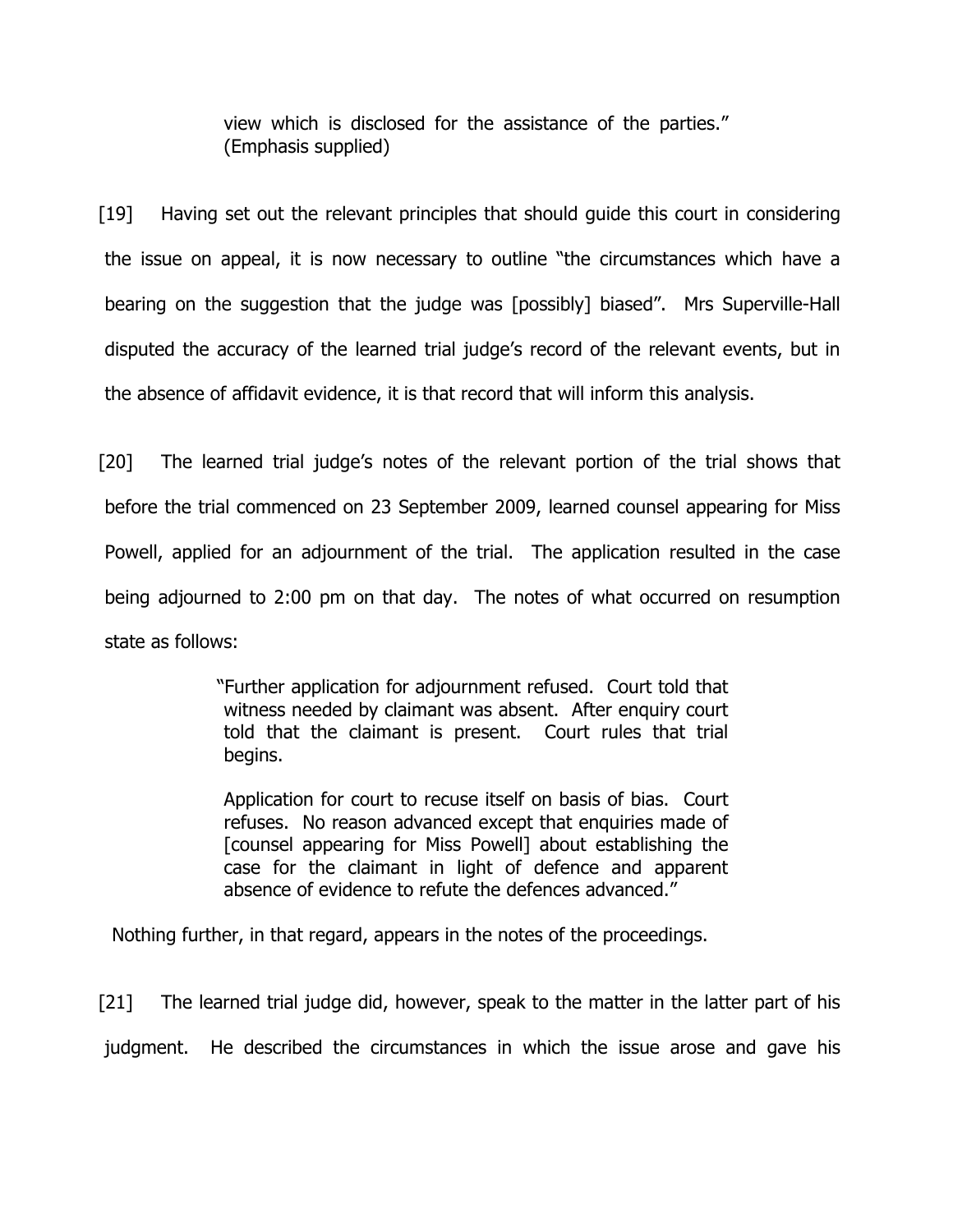> view which is disclosed for the assistance of the parties." (Emphasis supplied)

[19] Having set out the relevant principles that should guide this court in considering the issue on appeal, it is now necessary to outline "the circumstances which have a bearing on the suggestion that the judge was [possibly] biased". Mrs Superville-Hall disputed the accuracy of the learned trial judge's record of the relevant events, but in the absence of affidavit evidence, it is that record that will inform this analysis.

[20] The learned trial judge's notes of the relevant portion of the trial shows that before the trial commenced on 23 September 2009, learned counsel appearing for Miss Powell, applied for an adjournment of the trial. The application resulted in the case being adjourned to 2:00 pm on that day. The notes of what occurred on resumption state as follows:

> "Further application for adjournment refused. Court told that witness needed by claimant was absent. After enquiry court told that the claimant is present. Court rules that trial begins.
>
> Application for court to recuse itself on basis of bias. Court refuses. No reason advanced except that enquiries made of [counsel appearing for Miss Powell] about establishing the case for the claimant in light of defence and apparent absence of evidence to refute the defences advanced."

Nothing further, in that regard, appears in the notes of the proceedings.

[21] The learned trial judge did, however, speak to the matter in the latter part of his judgment. He described the circumstances in which the issue arose and gave his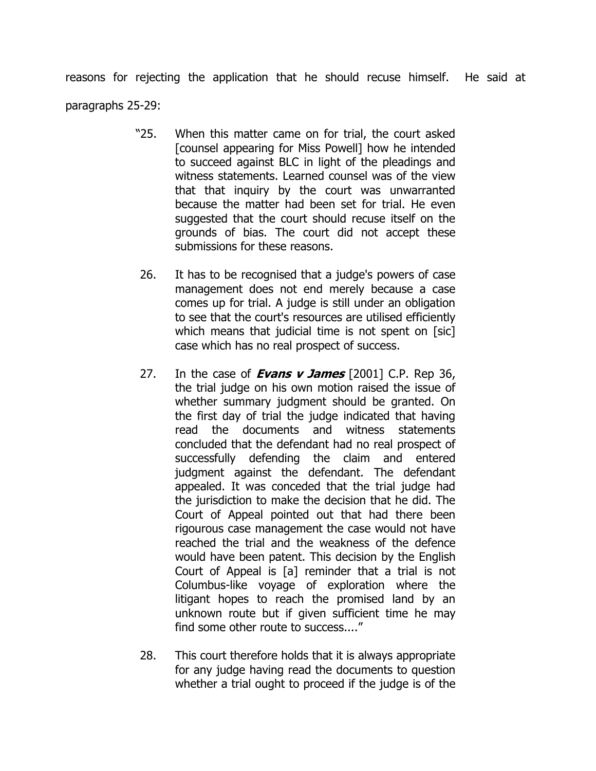reasons for rejecting the application that he should recuse himself. He said at paragraphs 25-29:

> "25. When this matter came on for trial, the court asked [counsel appearing for Miss Powell] how he intended to succeed against BLC in light of the pleadings and witness statements. Learned counsel was of the view that that inquiry by the court was unwarranted because the matter had been set for trial. He even suggested that the court should recuse itself on the grounds of bias. The court did not accept these submissions for these reasons.
>
> 26. It has to be recognised that a judge's powers of case management does not end merely because a case comes up for trial. A judge is still under an obligation to see that the court's resources are utilised efficiently which means that judicial time is not spent on [sic] case which has no real prospect of success.
>
> 27. In the case of ***Evans v James*** [2001] C.P. Rep 36, the trial judge on his own motion raised the issue of whether summary judgment should be granted. On the first day of trial the judge indicated that having read the documents and witness statements concluded that the defendant had no real prospect of successfully defending the claim and entered judgment against the defendant. The defendant appealed. It was conceded that the trial judge had the jurisdiction to make the decision that he did. The Court of Appeal pointed out that had there been rigourous case management the case would not have reached the trial and the weakness of the defence would have been patent. This decision by the English Court of Appeal is [a] reminder that a trial is not Columbus-like voyage of exploration where the litigant hopes to reach the promised land by an unknown route but if given sufficient time he may find some other route to success...."
>
> 28. This court therefore holds that it is always appropriate for any judge having read the documents to question whether a trial ought to proceed if the judge is of the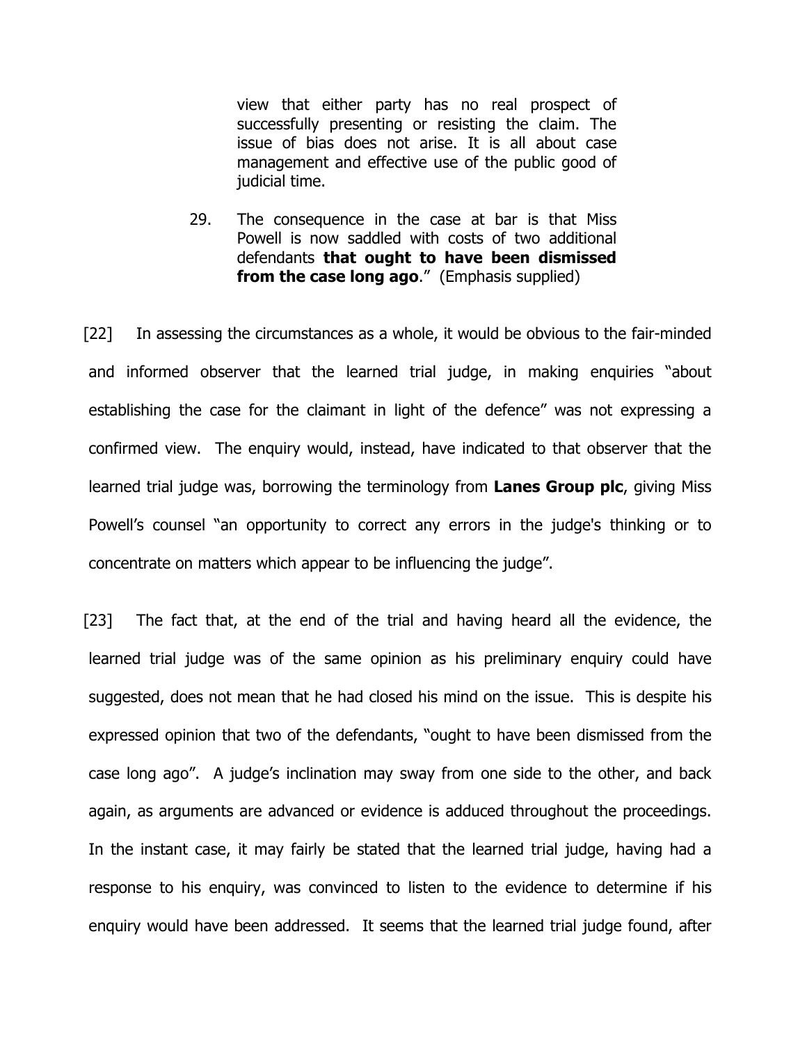> view that either party has no real prospect of successfully presenting or resisting the claim. The issue of bias does not arise. It is all about case management and effective use of the public good of judicial time.
>
> 29. The consequence in the case at bar is that Miss Powell is now saddled with costs of two additional defendants **that ought to have been dismissed from the case long ago**." (Emphasis supplied)

[22] In assessing the circumstances as a whole, it would be obvious to the fair-minded and informed observer that the learned trial judge, in making enquiries "about establishing the case for the claimant in light of the defence" was not expressing a confirmed view. The enquiry would, instead, have indicated to that observer that the learned trial judge was, borrowing the terminology from **Lanes Group plc**, giving Miss Powell's counsel "an opportunity to correct any errors in the judge's thinking or to concentrate on matters which appear to be influencing the judge".

[23] The fact that, at the end of the trial and having heard all the evidence, the learned trial judge was of the same opinion as his preliminary enquiry could have suggested, does not mean that he had closed his mind on the issue. This is despite his expressed opinion that two of the defendants, "ought to have been dismissed from the case long ago". A judge's inclination may sway from one side to the other, and back again, as arguments are advanced or evidence is adduced throughout the proceedings. In the instant case, it may fairly be stated that the learned trial judge, having had a response to his enquiry, was convinced to listen to the evidence to determine if his enquiry would have been addressed. It seems that the learned trial judge found, after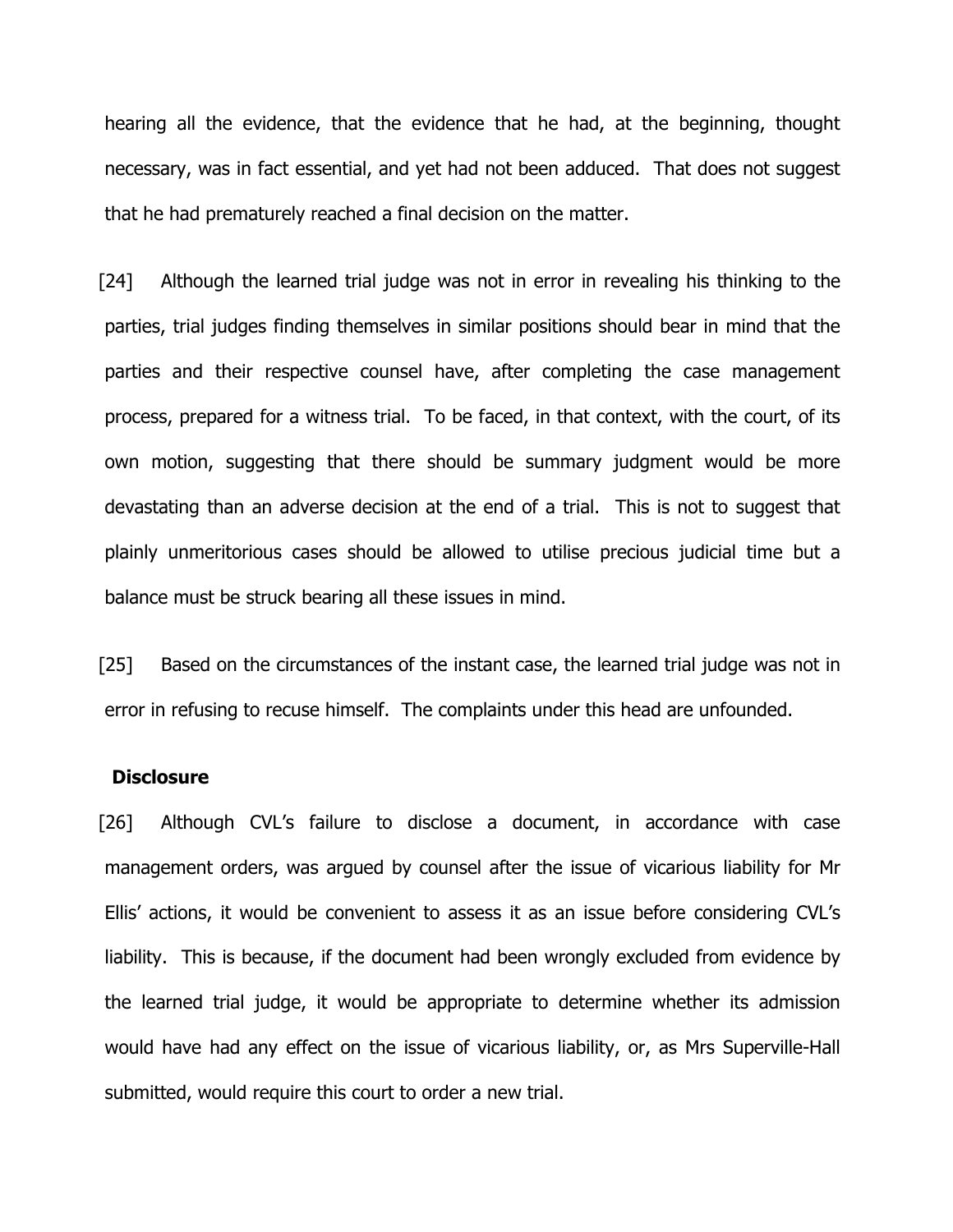hearing all the evidence, that the evidence that he had, at the beginning, thought necessary, was in fact essential, and yet had not been adduced. That does not suggest that he had prematurely reached a final decision on the matter.

[24] Although the learned trial judge was not in error in revealing his thinking to the parties, trial judges finding themselves in similar positions should bear in mind that the parties and their respective counsel have, after completing the case management process, prepared for a witness trial. To be faced, in that context, with the court, of its own motion, suggesting that there should be summary judgment would be more devastating than an adverse decision at the end of a trial. This is not to suggest that plainly unmeritorious cases should be allowed to utilise precious judicial time but a balance must be struck bearing all these issues in mind.

[25] Based on the circumstances of the instant case, the learned trial judge was not in error in refusing to recuse himself. The complaints under this head are unfounded.

**Disclosure**

[26] Although CVL's failure to disclose a document, in accordance with case management orders, was argued by counsel after the issue of vicarious liability for Mr Ellis' actions, it would be convenient to assess it as an issue before considering CVL's liability. This is because, if the document had been wrongly excluded from evidence by the learned trial judge, it would be appropriate to determine whether its admission would have had any effect on the issue of vicarious liability, or, as Mrs Superville-Hall submitted, would require this court to order a new trial.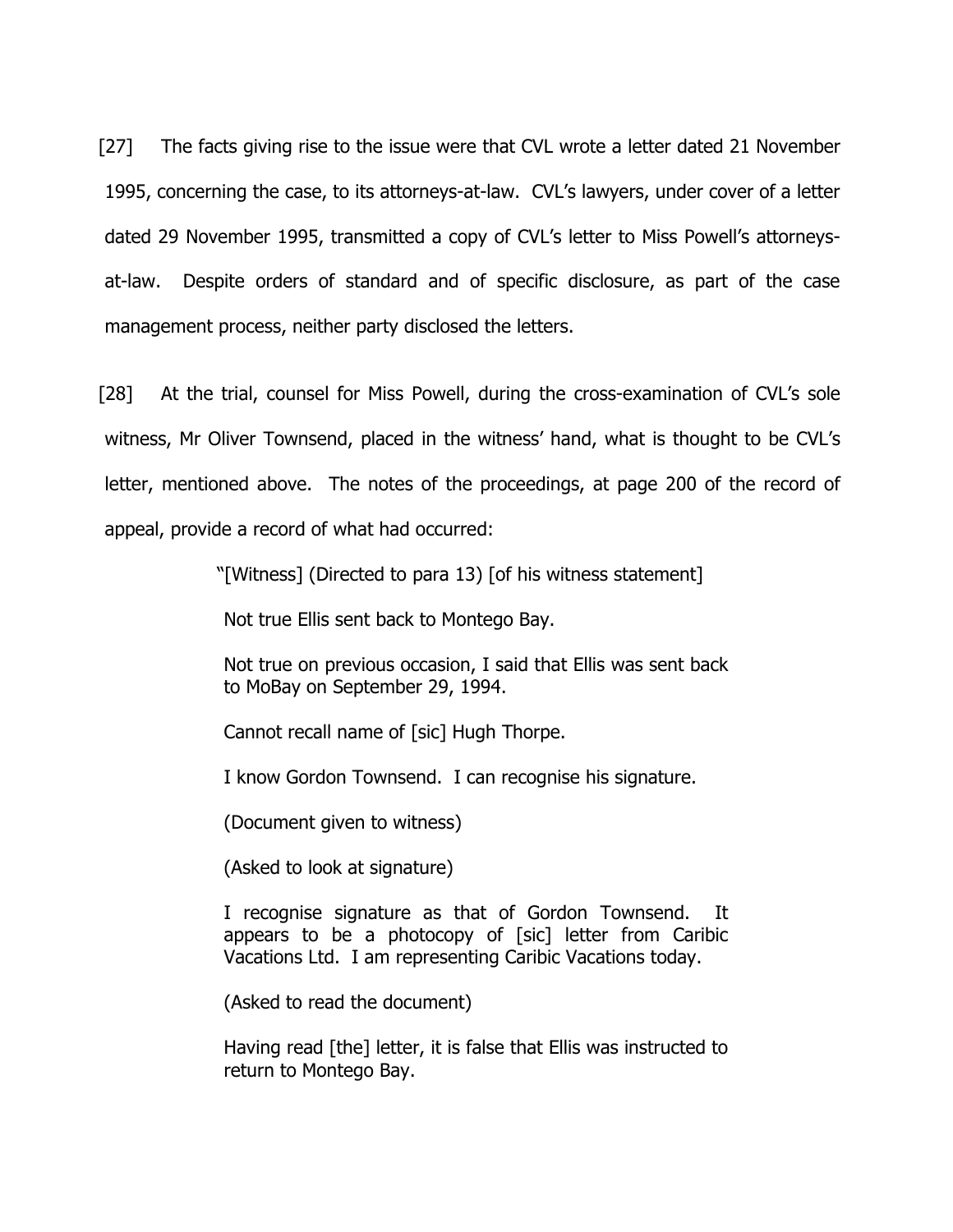[27] The facts giving rise to the issue were that CVL wrote a letter dated 21 November 1995, concerning the case, to its attorneys-at-law. CVL's lawyers, under cover of a letter dated 29 November 1995, transmitted a copy of CVL's letter to Miss Powell's attorneys-at-law. Despite orders of standard and of specific disclosure, as part of the case management process, neither party disclosed the letters.

[28] At the trial, counsel for Miss Powell, during the cross-examination of CVL's sole witness, Mr Oliver Townsend, placed in the witness' hand, what is thought to be CVL's letter, mentioned above. The notes of the proceedings, at page 200 of the record of appeal, provide a record of what had occurred:

> "[Witness] (Directed to para 13) [of his witness statement]
>
> Not true Ellis sent back to Montego Bay.
>
> Not true on previous occasion, I said that Ellis was sent back to MoBay on September 29, 1994.
>
> Cannot recall name of [sic] Hugh Thorpe.
>
> I know Gordon Townsend. I can recognise his signature.
>
> (Document given to witness)
>
> (Asked to look at signature)
>
> I recognise signature as that of Gordon Townsend. It appears to be a photocopy of [sic] letter from Caribic Vacations Ltd. I am representing Caribic Vacations today.
>
> (Asked to read the document)
>
> Having read [the] letter, it is false that Ellis was instructed to return to Montego Bay.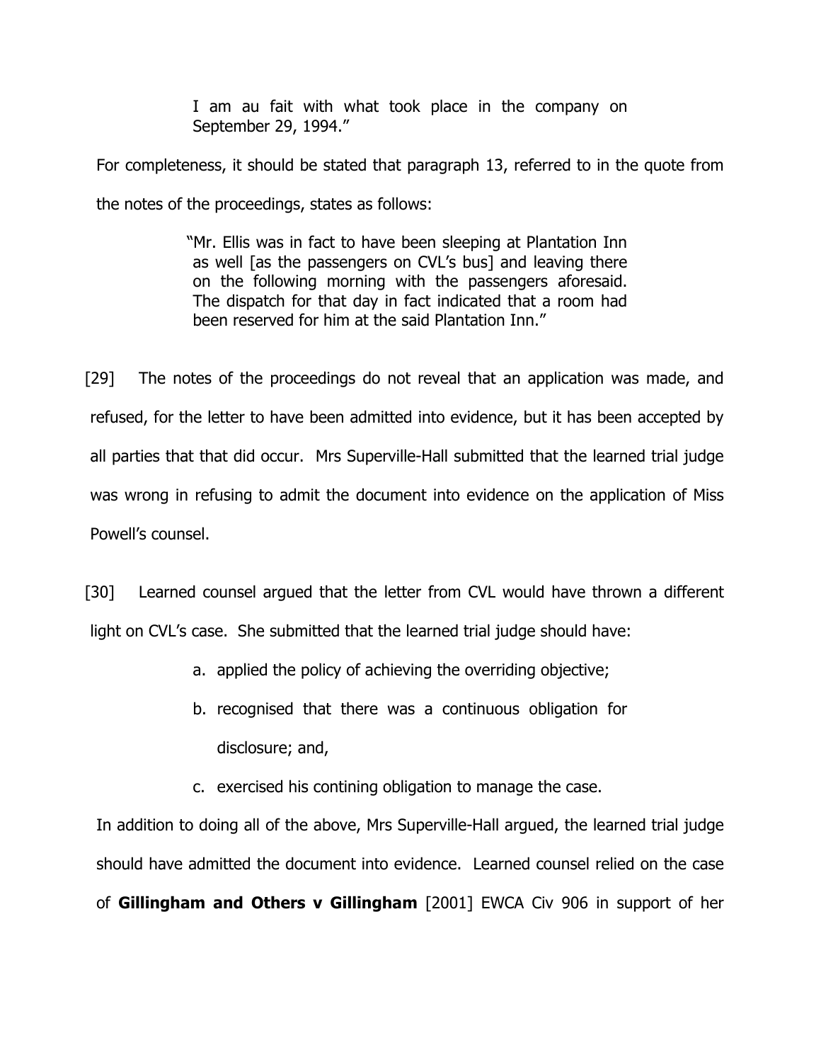> I am au fait with what took place in the company on September 29, 1994."

For completeness, it should be stated that paragraph 13, referred to in the quote from the notes of the proceedings, states as follows:

> "Mr. Ellis was in fact to have been sleeping at Plantation Inn as well [as the passengers on CVL's bus] and leaving there on the following morning with the passengers aforesaid. The dispatch for that day in fact indicated that a room had been reserved for him at the said Plantation Inn."

[29] The notes of the proceedings do not reveal that an application was made, and refused, for the letter to have been admitted into evidence, but it has been accepted by all parties that that did occur. Mrs Superville-Hall submitted that the learned trial judge was wrong in refusing to admit the document into evidence on the application of Miss Powell's counsel.

[30] Learned counsel argued that the letter from CVL would have thrown a different light on CVL's case. She submitted that the learned trial judge should have:

a. applied the policy of achieving the overriding objective;

b. recognised that there was a continuous obligation for disclosure; and,

c. exercised his contining obligation to manage the case.

In addition to doing all of the above, Mrs Superville-Hall argued, the learned trial judge should have admitted the document into evidence. Learned counsel relied on the case of **Gillingham and Others v Gillingham** [2001] EWCA Civ 906 in support of her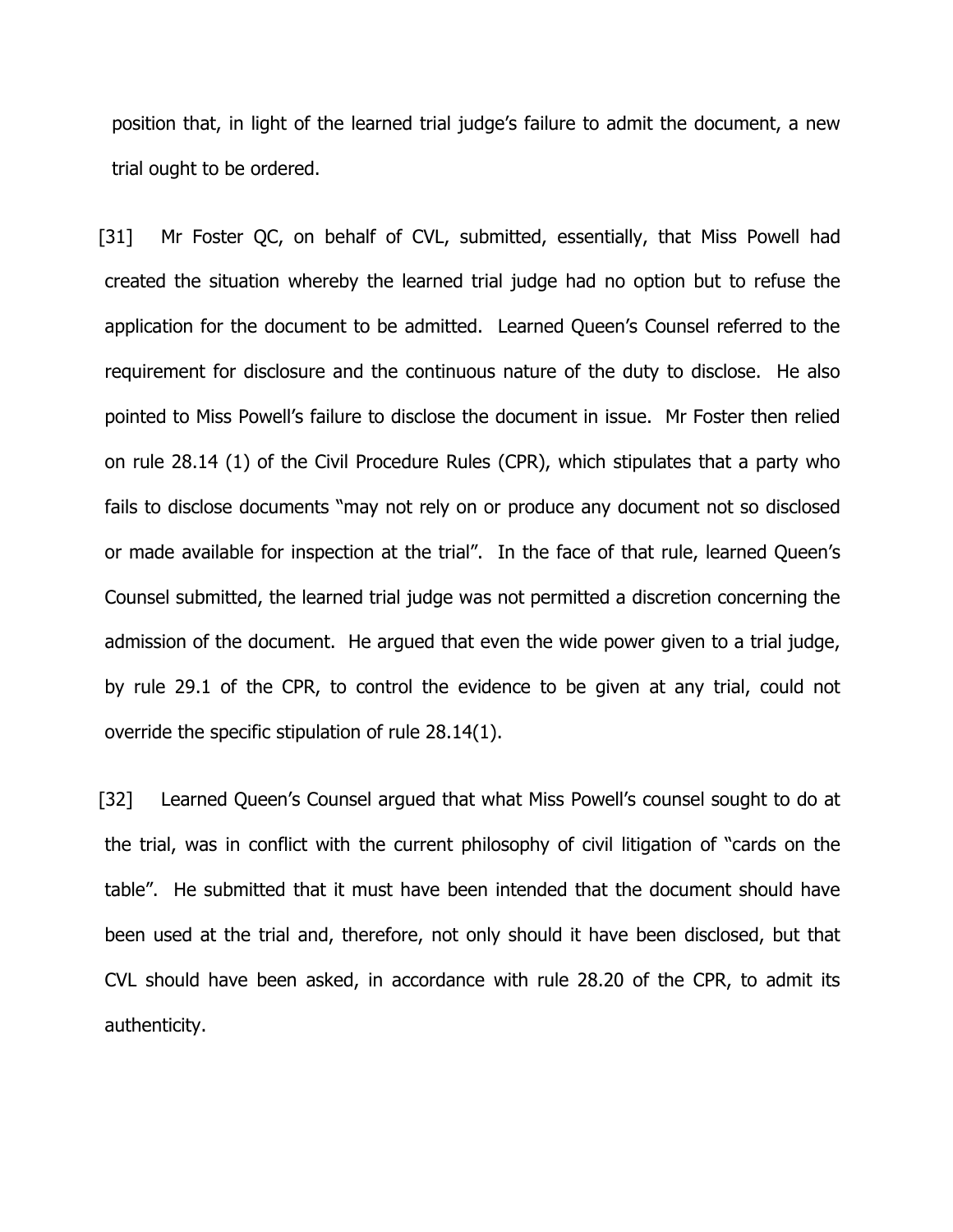position that, in light of the learned trial judge's failure to admit the document, a new trial ought to be ordered.

[31] Mr Foster QC, on behalf of CVL, submitted, essentially, that Miss Powell had created the situation whereby the learned trial judge had no option but to refuse the application for the document to be admitted. Learned Queen's Counsel referred to the requirement for disclosure and the continuous nature of the duty to disclose. He also pointed to Miss Powell's failure to disclose the document in issue. Mr Foster then relied on rule 28.14 (1) of the Civil Procedure Rules (CPR), which stipulates that a party who fails to disclose documents "may not rely on or produce any document not so disclosed or made available for inspection at the trial". In the face of that rule, learned Queen's Counsel submitted, the learned trial judge was not permitted a discretion concerning the admission of the document. He argued that even the wide power given to a trial judge, by rule 29.1 of the CPR, to control the evidence to be given at any trial, could not override the specific stipulation of rule 28.14(1).

[32] Learned Queen's Counsel argued that what Miss Powell's counsel sought to do at the trial, was in conflict with the current philosophy of civil litigation of "cards on the table". He submitted that it must have been intended that the document should have been used at the trial and, therefore, not only should it have been disclosed, but that CVL should have been asked, in accordance with rule 28.20 of the CPR, to admit its authenticity.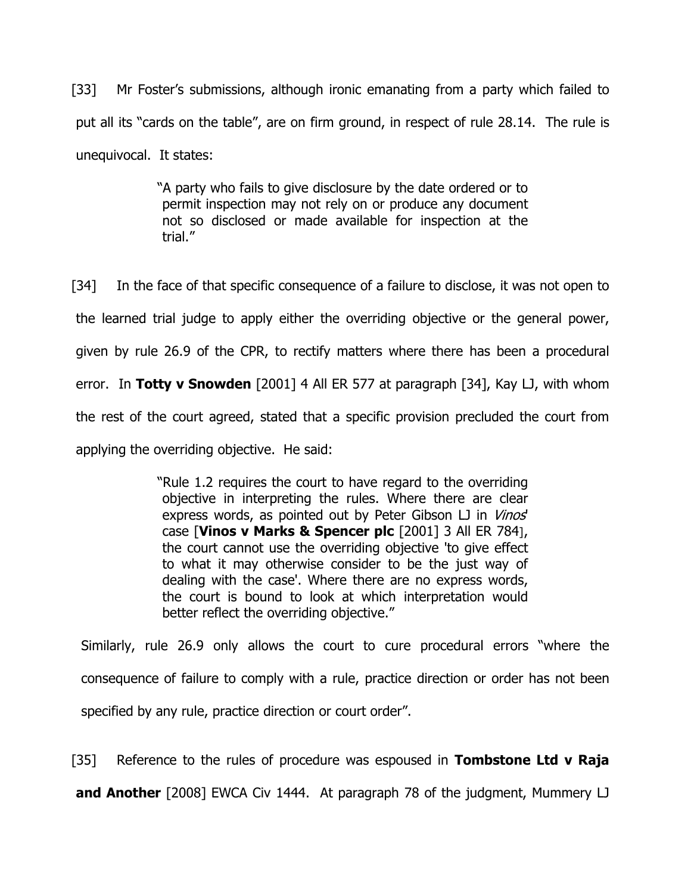[33] Mr Foster's submissions, although ironic emanating from a party which failed to put all its "cards on the table", are on firm ground, in respect of rule 28.14. The rule is unequivocal. It states:

> "A party who fails to give disclosure by the date ordered or to permit inspection may not rely on or produce any document not so disclosed or made available for inspection at the trial."

[34] In the face of that specific consequence of a failure to disclose, it was not open to the learned trial judge to apply either the overriding objective or the general power, given by rule 26.9 of the CPR, to rectify matters where there has been a procedural error. In **Totty v Snowden** [2001] 4 All ER 577 at paragraph [34], Kay LJ, with whom the rest of the court agreed, stated that a specific provision precluded the court from applying the overriding objective. He said:

> "Rule 1.2 requires the court to have regard to the overriding objective in interpreting the rules. Where there are clear express words, as pointed out by Peter Gibson LJ in *Vinos*' case [**Vinos v Marks & Spencer plc** [2001] 3 All ER 784], the court cannot use the overriding objective 'to give effect to what it may otherwise consider to be the just way of dealing with the case'. Where there are no express words, the court is bound to look at which interpretation would better reflect the overriding objective."

Similarly, rule 26.9 only allows the court to cure procedural errors "where the consequence of failure to comply with a rule, practice direction or order has not been specified by any rule, practice direction or court order".

[35] Reference to the rules of procedure was espoused in **Tombstone Ltd v Raja and Another** [2008] EWCA Civ 1444. At paragraph 78 of the judgment, Mummery LJ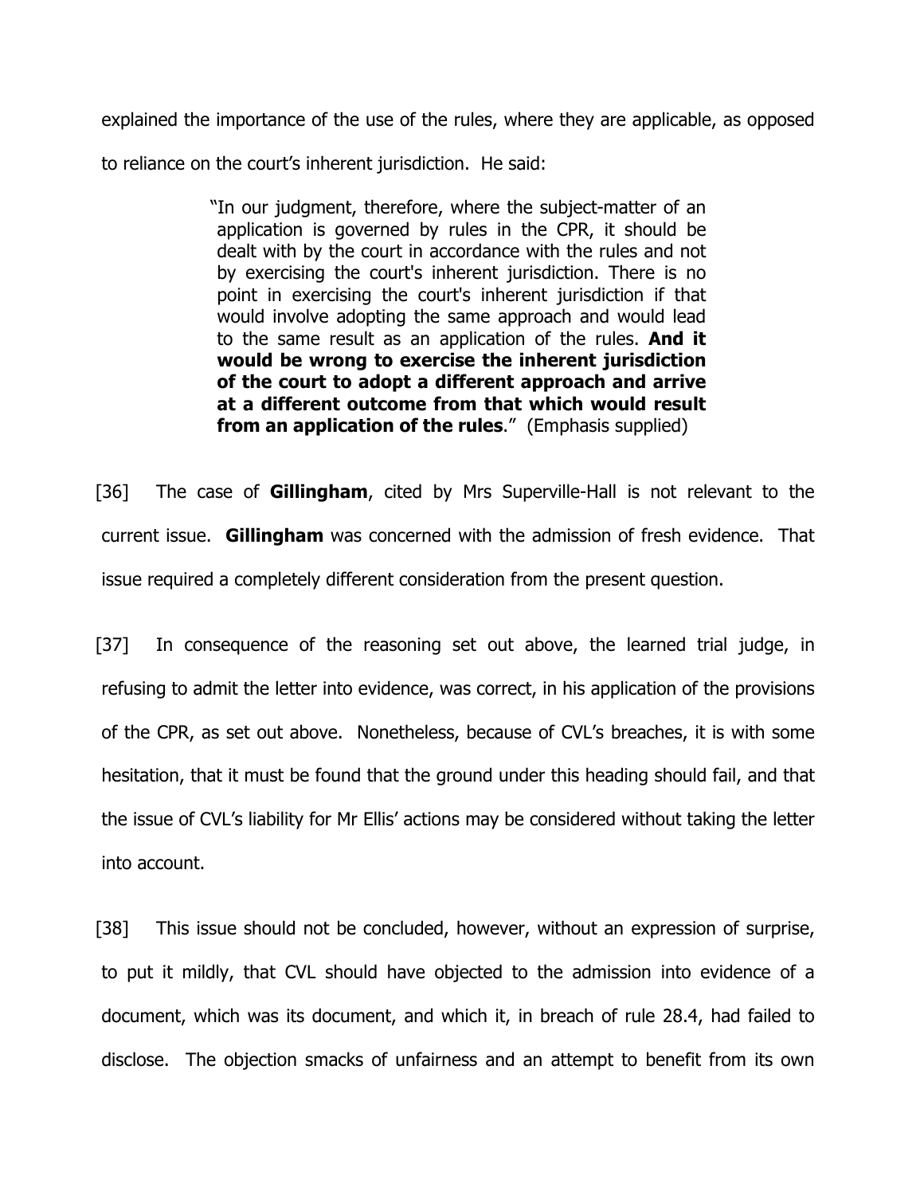explained the importance of the use of the rules, where they are applicable, as opposed to reliance on the court's inherent jurisdiction. He said:

> "In our judgment, therefore, where the subject-matter of an application is governed by rules in the CPR, it should be dealt with by the court in accordance with the rules and not by exercising the court's inherent jurisdiction. There is no point in exercising the court's inherent jurisdiction if that would involve adopting the same approach and would lead to the same result as an application of the rules. **And it would be wrong to exercise the inherent jurisdiction of the court to adopt a different approach and arrive at a different outcome from that which would result from an application of the rules**." (Emphasis supplied)

[36] The case of **Gillingham**, cited by Mrs Superville-Hall is not relevant to the current issue. **Gillingham** was concerned with the admission of fresh evidence. That issue required a completely different consideration from the present question.

[37] In consequence of the reasoning set out above, the learned trial judge, in refusing to admit the letter into evidence, was correct, in his application of the provisions of the CPR, as set out above. Nonetheless, because of CVL's breaches, it is with some hesitation, that it must be found that the ground under this heading should fail, and that the issue of CVL's liability for Mr Ellis' actions may be considered without taking the letter into account.

[38] This issue should not be concluded, however, without an expression of surprise, to put it mildly, that CVL should have objected to the admission into evidence of a document, which was its document, and which it, in breach of rule 28.4, had failed to disclose. The objection smacks of unfairness and an attempt to benefit from its own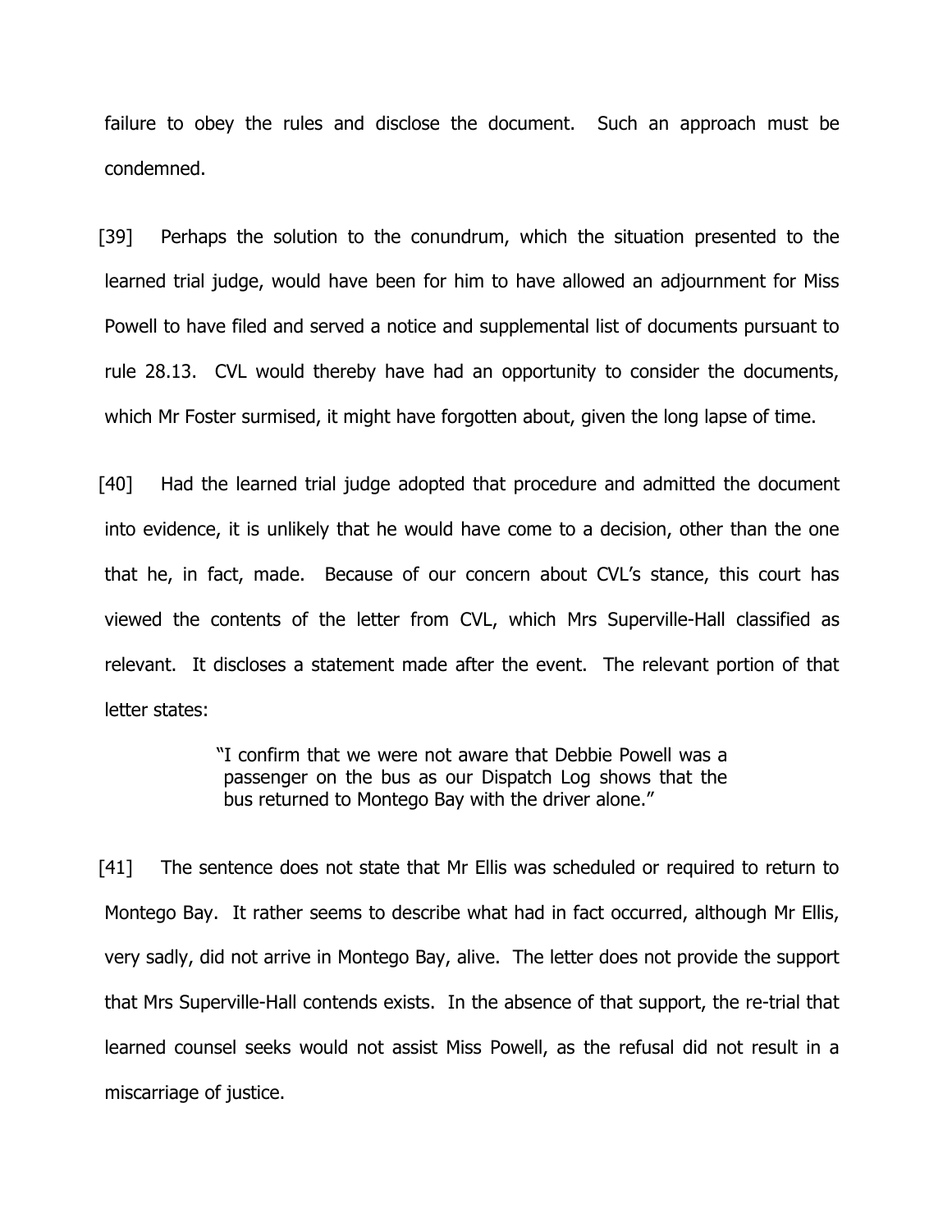failure to obey the rules and disclose the document. Such an approach must be condemned.

[39] Perhaps the solution to the conundrum, which the situation presented to the learned trial judge, would have been for him to have allowed an adjournment for Miss Powell to have filed and served a notice and supplemental list of documents pursuant to rule 28.13. CVL would thereby have had an opportunity to consider the documents, which Mr Foster surmised, it might have forgotten about, given the long lapse of time.

[40] Had the learned trial judge adopted that procedure and admitted the document into evidence, it is unlikely that he would have come to a decision, other than the one that he, in fact, made. Because of our concern about CVL's stance, this court has viewed the contents of the letter from CVL, which Mrs Superville-Hall classified as relevant. It discloses a statement made after the event. The relevant portion of that letter states:

> "I confirm that we were not aware that Debbie Powell was a passenger on the bus as our Dispatch Log shows that the bus returned to Montego Bay with the driver alone."

[41] The sentence does not state that Mr Ellis was scheduled or required to return to Montego Bay. It rather seems to describe what had in fact occurred, although Mr Ellis, very sadly, did not arrive in Montego Bay, alive. The letter does not provide the support that Mrs Superville-Hall contends exists. In the absence of that support, the re-trial that learned counsel seeks would not assist Miss Powell, as the refusal did not result in a miscarriage of justice.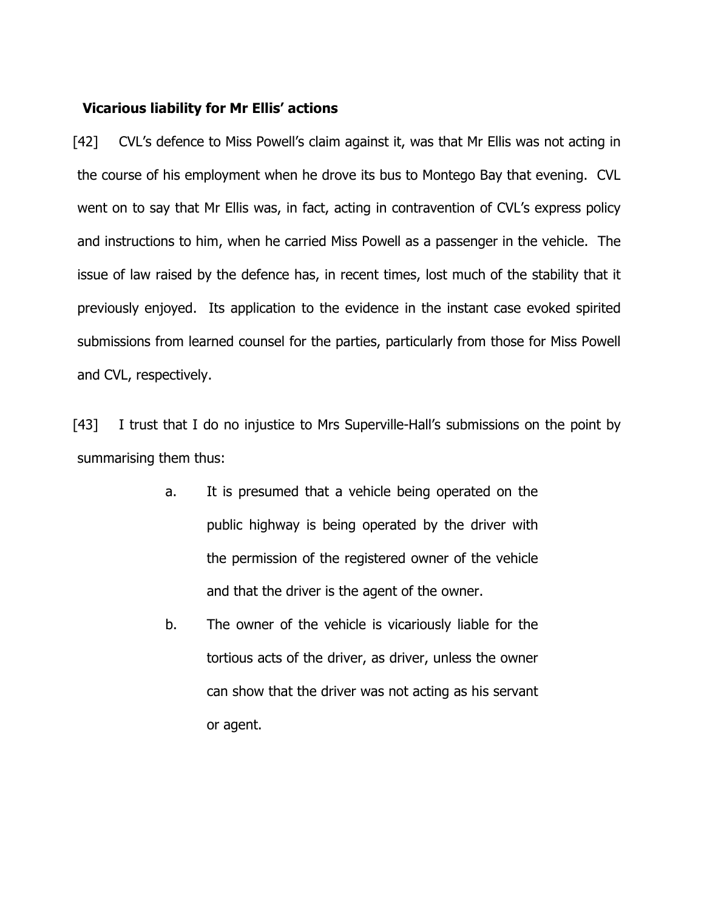**Vicarious liability for Mr Ellis' actions**

[42] CVL's defence to Miss Powell's claim against it, was that Mr Ellis was not acting in the course of his employment when he drove its bus to Montego Bay that evening. CVL went on to say that Mr Ellis was, in fact, acting in contravention of CVL's express policy and instructions to him, when he carried Miss Powell as a passenger in the vehicle. The issue of law raised by the defence has, in recent times, lost much of the stability that it previously enjoyed. Its application to the evidence in the instant case evoked spirited submissions from learned counsel for the parties, particularly from those for Miss Powell and CVL, respectively.

[43] I trust that I do no injustice to Mrs Superville-Hall's submissions on the point by summarising them thus:

> a. It is presumed that a vehicle being operated on the public highway is being operated by the driver with the permission of the registered owner of the vehicle and that the driver is the agent of the owner.
>
> b. The owner of the vehicle is vicariously liable for the tortious acts of the driver, as driver, unless the owner can show that the driver was not acting as his servant or agent.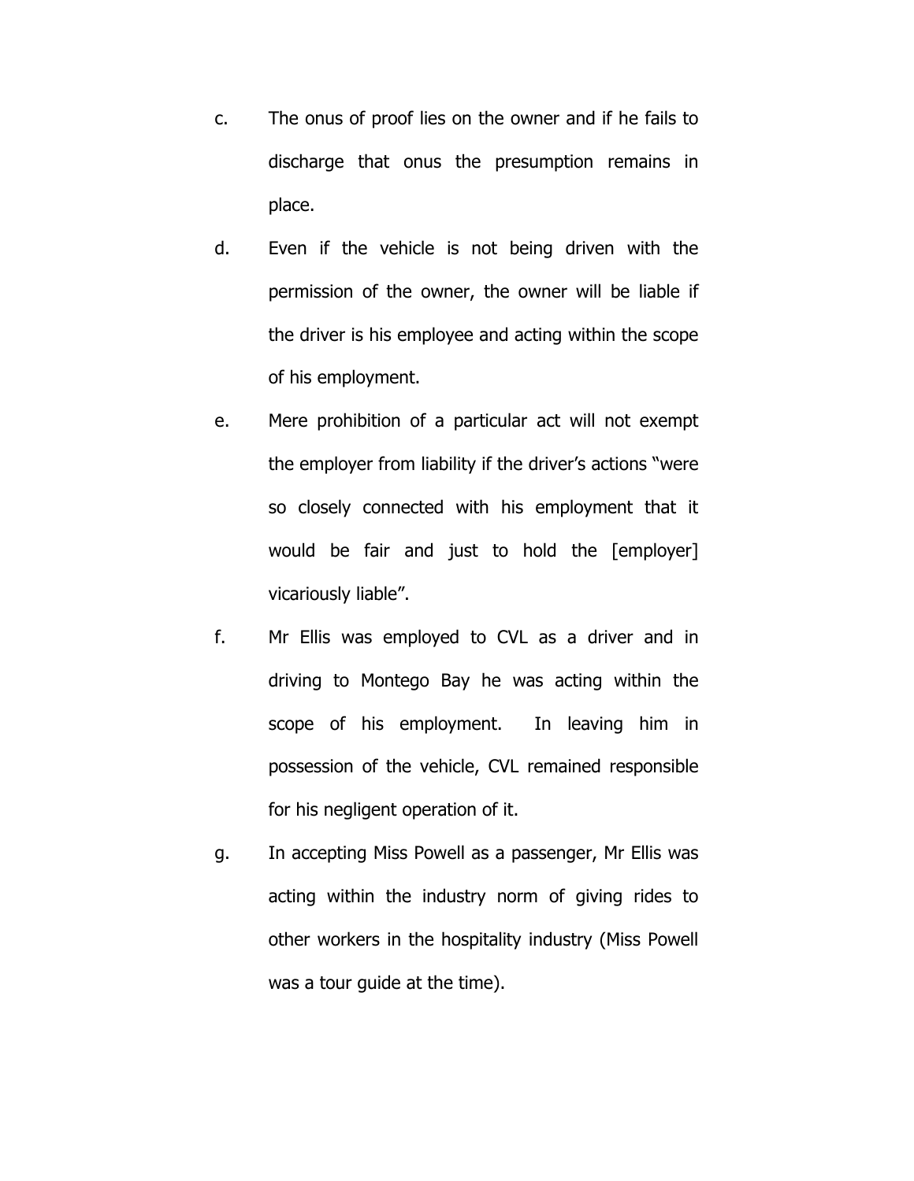c. The onus of proof lies on the owner and if he fails to discharge that onus the presumption remains in place.

d. Even if the vehicle is not being driven with the permission of the owner, the owner will be liable if the driver is his employee and acting within the scope of his employment.

e. Mere prohibition of a particular act will not exempt the employer from liability if the driver's actions "were so closely connected with his employment that it would be fair and just to hold the [employer] vicariously liable".

f. Mr Ellis was employed to CVL as a driver and in driving to Montego Bay he was acting within the scope of his employment. In leaving him in possession of the vehicle, CVL remained responsible for his negligent operation of it.

g. In accepting Miss Powell as a passenger, Mr Ellis was acting within the industry norm of giving rides to other workers in the hospitality industry (Miss Powell was a tour guide at the time).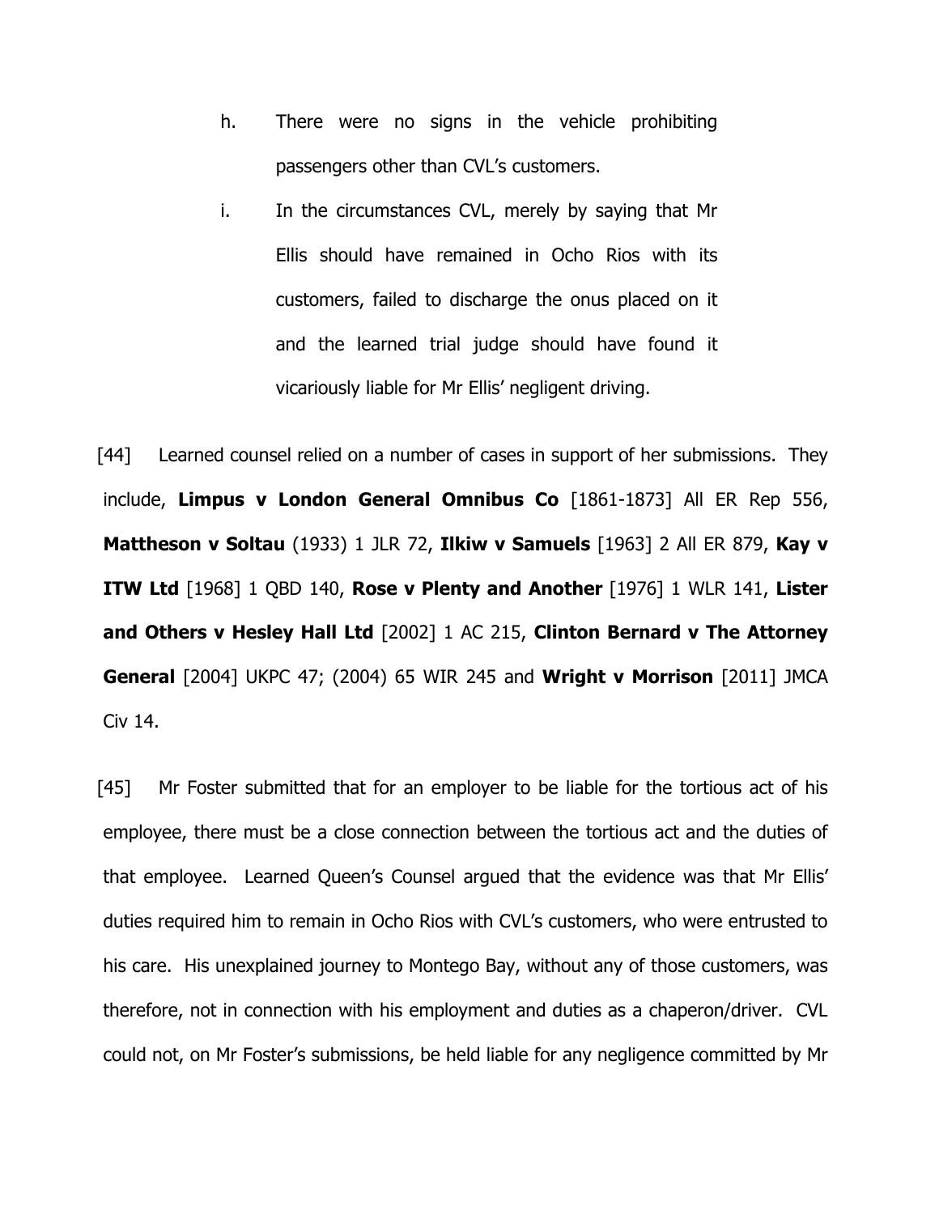h. There were no signs in the vehicle prohibiting passengers other than CVL's customers.

i. In the circumstances CVL, merely by saying that Mr Ellis should have remained in Ocho Rios with its customers, failed to discharge the onus placed on it and the learned trial judge should have found it vicariously liable for Mr Ellis' negligent driving.

[44] Learned counsel relied on a number of cases in support of her submissions. They include, **Limpus v London General Omnibus Co** [1861-1873] All ER Rep 556, **Mattheson v Soltau** (1933) 1 JLR 72, **Ilkiw v Samuels** [1963] 2 All ER 879, **Kay v ITW Ltd** [1968] 1 QBD 140, **Rose v Plenty and Another** [1976] 1 WLR 141, **Lister and Others v Hesley Hall Ltd** [2002] 1 AC 215, **Clinton Bernard v The Attorney General** [2004] UKPC 47; (2004) 65 WIR 245 and **Wright v Morrison** [2011] JMCA Civ 14.

[45] Mr Foster submitted that for an employer to be liable for the tortious act of his employee, there must be a close connection between the tortious act and the duties of that employee. Learned Queen's Counsel argued that the evidence was that Mr Ellis' duties required him to remain in Ocho Rios with CVL's customers, who were entrusted to his care. His unexplained journey to Montego Bay, without any of those customers, was therefore, not in connection with his employment and duties as a chaperon/driver. CVL could not, on Mr Foster's submissions, be held liable for any negligence committed by Mr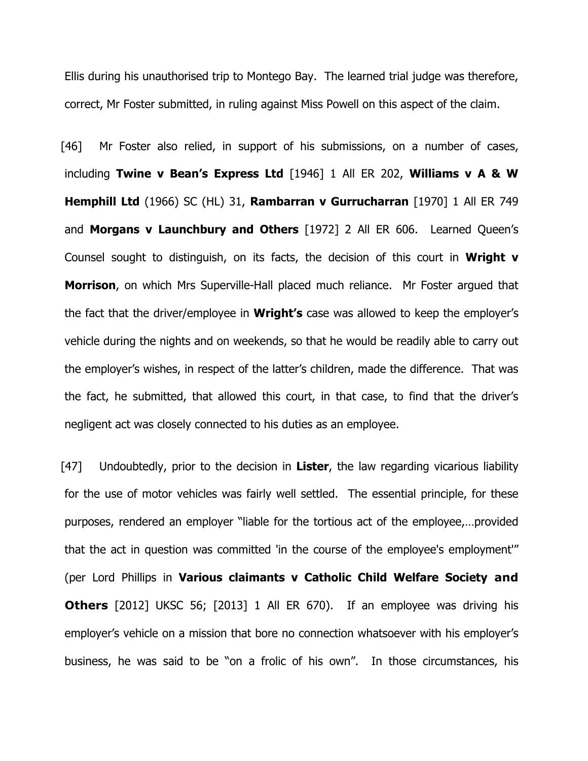Ellis during his unauthorised trip to Montego Bay. The learned trial judge was therefore, correct, Mr Foster submitted, in ruling against Miss Powell on this aspect of the claim.

[46] Mr Foster also relied, in support of his submissions, on a number of cases, including **Twine v Bean's Express Ltd** [1946] 1 All ER 202, **Williams v A & W Hemphill Ltd** (1966) SC (HL) 31, **Rambarran v Gurrucharran** [1970] 1 All ER 749 and **Morgans v Launchbury and Others** [1972] 2 All ER 606. Learned Queen's Counsel sought to distinguish, on its facts, the decision of this court in **Wright v Morrison**, on which Mrs Superville-Hall placed much reliance. Mr Foster argued that the fact that the driver/employee in **Wright's** case was allowed to keep the employer's vehicle during the nights and on weekends, so that he would be readily able to carry out the employer's wishes, in respect of the latter's children, made the difference. That was the fact, he submitted, that allowed this court, in that case, to find that the driver's negligent act was closely connected to his duties as an employee.

[47] Undoubtedly, prior to the decision in **Lister**, the law regarding vicarious liability for the use of motor vehicles was fairly well settled. The essential principle, for these purposes, rendered an employer "liable for the tortious act of the employee,…provided that the act in question was committed 'in the course of the employee's employment'" (per Lord Phillips in **Various claimants v Catholic Child Welfare Society and Others** [2012] UKSC 56; [2013] 1 All ER 670). If an employee was driving his employer's vehicle on a mission that bore no connection whatsoever with his employer's business, he was said to be "on a frolic of his own". In those circumstances, his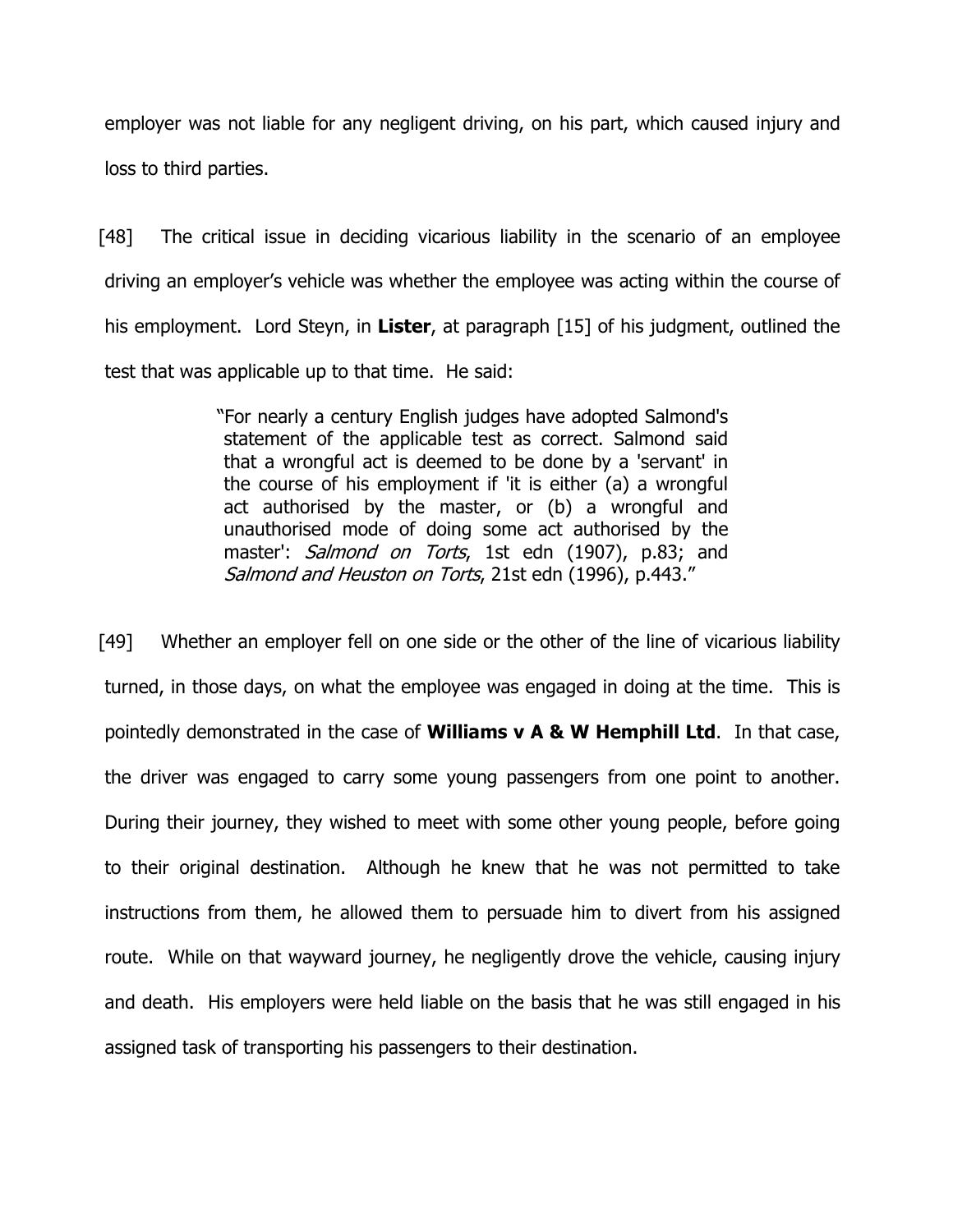employer was not liable for any negligent driving, on his part, which caused injury and loss to third parties.

[48] The critical issue in deciding vicarious liability in the scenario of an employee driving an employer's vehicle was whether the employee was acting within the course of his employment. Lord Steyn, in **Lister**, at paragraph [15] of his judgment, outlined the test that was applicable up to that time. He said:

> "For nearly a century English judges have adopted Salmond's statement of the applicable test as correct. Salmond said that a wrongful act is deemed to be done by a 'servant' in the course of his employment if 'it is either (a) a wrongful act authorised by the master, or (b) a wrongful and unauthorised mode of doing some act authorised by the master': *Salmond on Torts*, 1st edn (1907), p.83; and *Salmond and Heuston on Torts*, 21st edn (1996), p.443."

[49] Whether an employer fell on one side or the other of the line of vicarious liability turned, in those days, on what the employee was engaged in doing at the time. This is pointedly demonstrated in the case of **Williams v A & W Hemphill Ltd**. In that case, the driver was engaged to carry some young passengers from one point to another. During their journey, they wished to meet with some other young people, before going to their original destination. Although he knew that he was not permitted to take instructions from them, he allowed them to persuade him to divert from his assigned route. While on that wayward journey, he negligently drove the vehicle, causing injury and death. His employers were held liable on the basis that he was still engaged in his assigned task of transporting his passengers to their destination.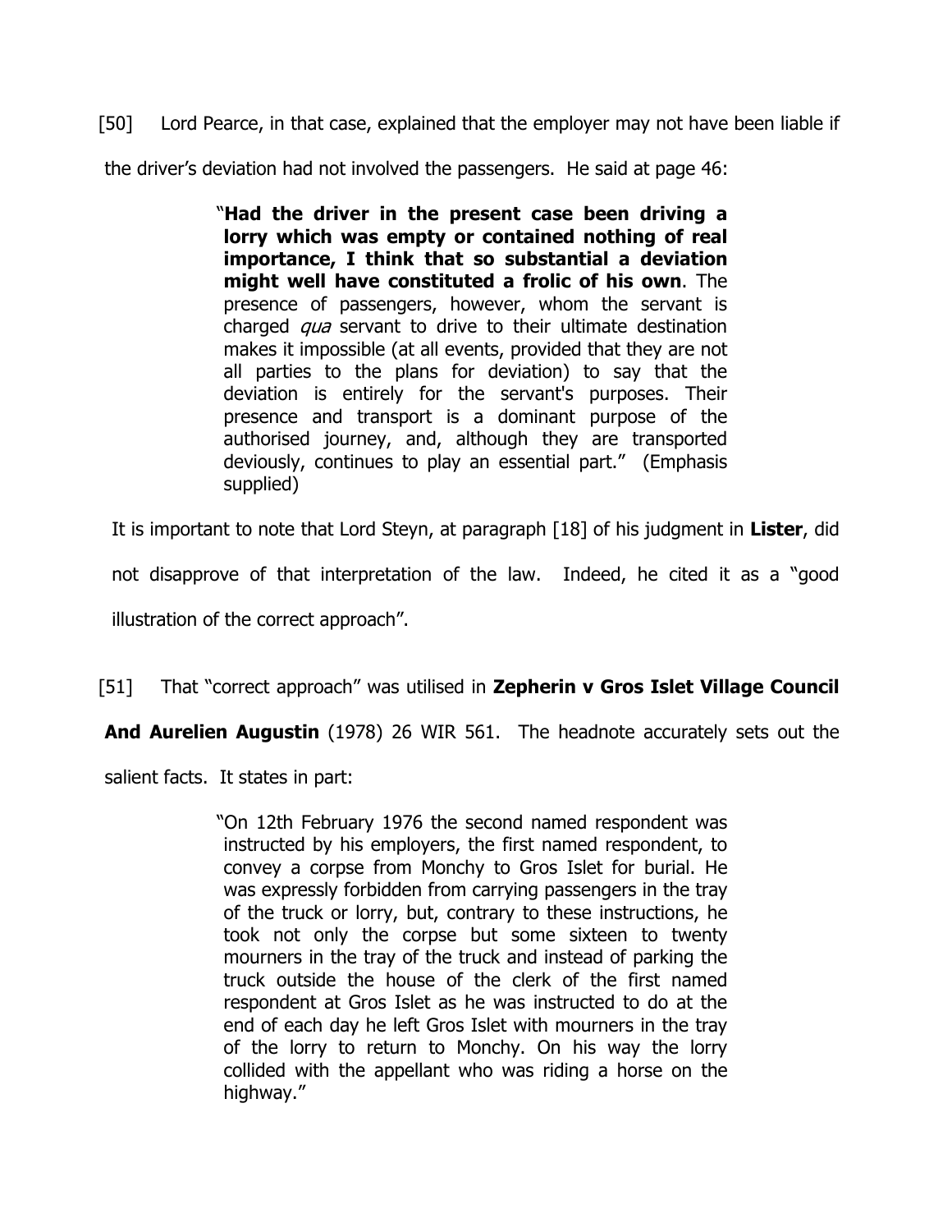[50] Lord Pearce, in that case, explained that the employer may not have been liable if the driver's deviation had not involved the passengers. He said at page 46:

> "**Had the driver in the present case been driving a lorry which was empty or contained nothing of real importance, I think that so substantial a deviation might well have constituted a frolic of his own**. The presence of passengers, however, whom the servant is charged *qua* servant to drive to their ultimate destination makes it impossible (at all events, provided that they are not all parties to the plans for deviation) to say that the deviation is entirely for the servant's purposes. Their presence and transport is a dominant purpose of the authorised journey, and, although they are transported deviously, continues to play an essential part." (Emphasis supplied)

It is important to note that Lord Steyn, at paragraph [18] of his judgment in **Lister**, did not disapprove of that interpretation of the law. Indeed, he cited it as a "good illustration of the correct approach".

[51] That "correct approach" was utilised in **Zepherin v Gros Islet Village Council And Aurelien Augustin** (1978) 26 WIR 561. The headnote accurately sets out the salient facts. It states in part:

> "On 12th February 1976 the second named respondent was instructed by his employers, the first named respondent, to convey a corpse from Monchy to Gros Islet for burial. He was expressly forbidden from carrying passengers in the tray of the truck or lorry, but, contrary to these instructions, he took not only the corpse but some sixteen to twenty mourners in the tray of the truck and instead of parking the truck outside the house of the clerk of the first named respondent at Gros Islet as he was instructed to do at the end of each day he left Gros Islet with mourners in the tray of the lorry to return to Monchy. On his way the lorry collided with the appellant who was riding a horse on the highway."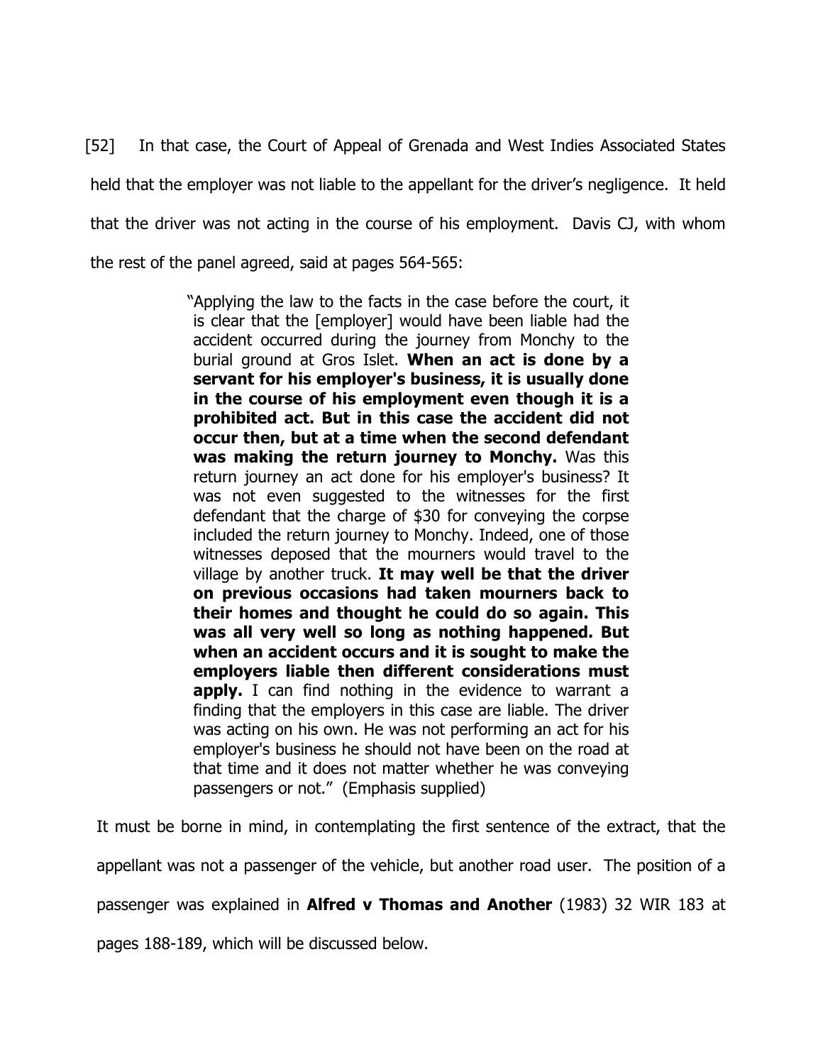[52] In that case, the Court of Appeal of Grenada and West Indies Associated States held that the employer was not liable to the appellant for the driver's negligence. It held that the driver was not acting in the course of his employment. Davis CJ, with whom the rest of the panel agreed, said at pages 564-565:

> "Applying the law to the facts in the case before the court, it is clear that the [employer] would have been liable had the accident occurred during the journey from Monchy to the burial ground at Gros Islet. **When an act is done by a servant for his employer's business, it is usually done in the course of his employment even though it is a prohibited act. But in this case the accident did not occur then, but at a time when the second defendant was making the return journey to Monchy.** Was this return journey an act done for his employer's business? It was not even suggested to the witnesses for the first defendant that the charge of $30 for conveying the corpse included the return journey to Monchy. Indeed, one of those witnesses deposed that the mourners would travel to the village by another truck. **It may well be that the driver on previous occasions had taken mourners back to their homes and thought he could do so again. This was all very well so long as nothing happened. But when an accident occurs and it is sought to make the employers liable then different considerations must apply.** I can find nothing in the evidence to warrant a finding that the employers in this case are liable. The driver was acting on his own. He was not performing an act for his employer's business he should not have been on the road at that time and it does not matter whether he was conveying passengers or not." (Emphasis supplied)

It must be borne in mind, in contemplating the first sentence of the extract, that the appellant was not a passenger of the vehicle, but another road user. The position of a passenger was explained in **Alfred v Thomas and Another** (1983) 32 WIR 183 at pages 188-189, which will be discussed below.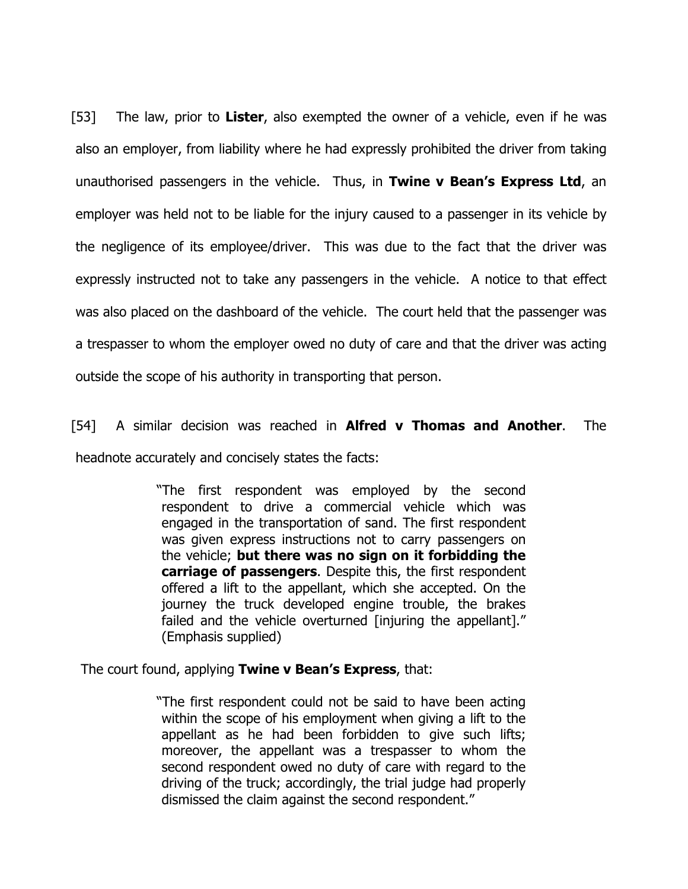[53] The law, prior to **Lister**, also exempted the owner of a vehicle, even if he was also an employer, from liability where he had expressly prohibited the driver from taking unauthorised passengers in the vehicle. Thus, in **Twine v Bean's Express Ltd**, an employer was held not to be liable for the injury caused to a passenger in its vehicle by the negligence of its employee/driver. This was due to the fact that the driver was expressly instructed not to take any passengers in the vehicle. A notice to that effect was also placed on the dashboard of the vehicle. The court held that the passenger was a trespasser to whom the employer owed no duty of care and that the driver was acting outside the scope of his authority in transporting that person.

[54] A similar decision was reached in **Alfred v Thomas and Another**. The headnote accurately and concisely states the facts:

> "The first respondent was employed by the second respondent to drive a commercial vehicle which was engaged in the transportation of sand. The first respondent was given express instructions not to carry passengers on the vehicle; **but there was no sign on it forbidding the carriage of passengers**. Despite this, the first respondent offered a lift to the appellant, which she accepted. On the journey the truck developed engine trouble, the brakes failed and the vehicle overturned [injuring the appellant]." (Emphasis supplied)

The court found, applying **Twine v Bean's Express**, that:

> "The first respondent could not be said to have been acting within the scope of his employment when giving a lift to the appellant as he had been forbidden to give such lifts; moreover, the appellant was a trespasser to whom the second respondent owed no duty of care with regard to the driving of the truck; accordingly, the trial judge had properly dismissed the claim against the second respondent."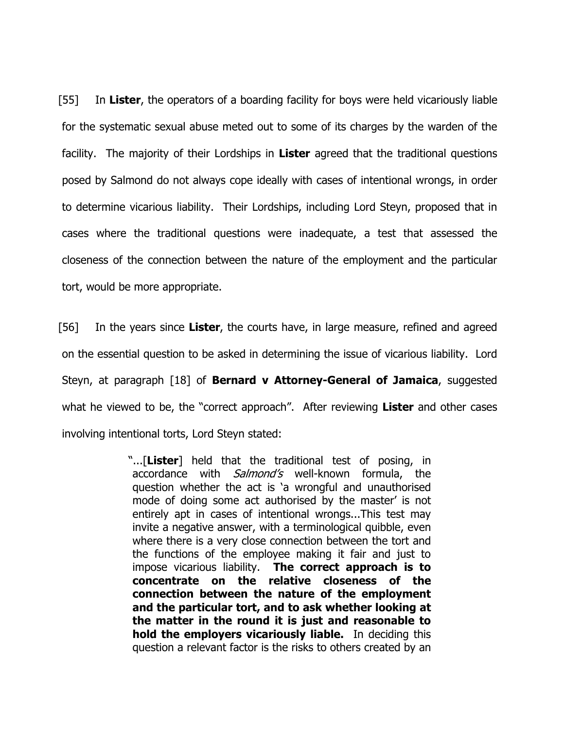[55] In **Lister**, the operators of a boarding facility for boys were held vicariously liable for the systematic sexual abuse meted out to some of its charges by the warden of the facility. The majority of their Lordships in **Lister** agreed that the traditional questions posed by Salmond do not always cope ideally with cases of intentional wrongs, in order to determine vicarious liability. Their Lordships, including Lord Steyn, proposed that in cases where the traditional questions were inadequate, a test that assessed the closeness of the connection between the nature of the employment and the particular tort, would be more appropriate.

[56] In the years since **Lister**, the courts have, in large measure, refined and agreed on the essential question to be asked in determining the issue of vicarious liability. Lord Steyn, at paragraph [18] of **Bernard v Attorney-General of Jamaica**, suggested what he viewed to be, the "correct approach". After reviewing **Lister** and other cases involving intentional torts, Lord Steyn stated:

> "...[**Lister**] held that the traditional test of posing, in accordance with *Salmond's* well-known formula, the question whether the act is 'a wrongful and unauthorised mode of doing some act authorised by the master' is not entirely apt in cases of intentional wrongs...This test may invite a negative answer, with a terminological quibble, even where there is a very close connection between the tort and the functions of the employee making it fair and just to impose vicarious liability. **The correct approach is to concentrate on the relative closeness of the connection between the nature of the employment and the particular tort, and to ask whether looking at the matter in the round it is just and reasonable to hold the employers vicariously liable.** In deciding this question a relevant factor is the risks to others created by an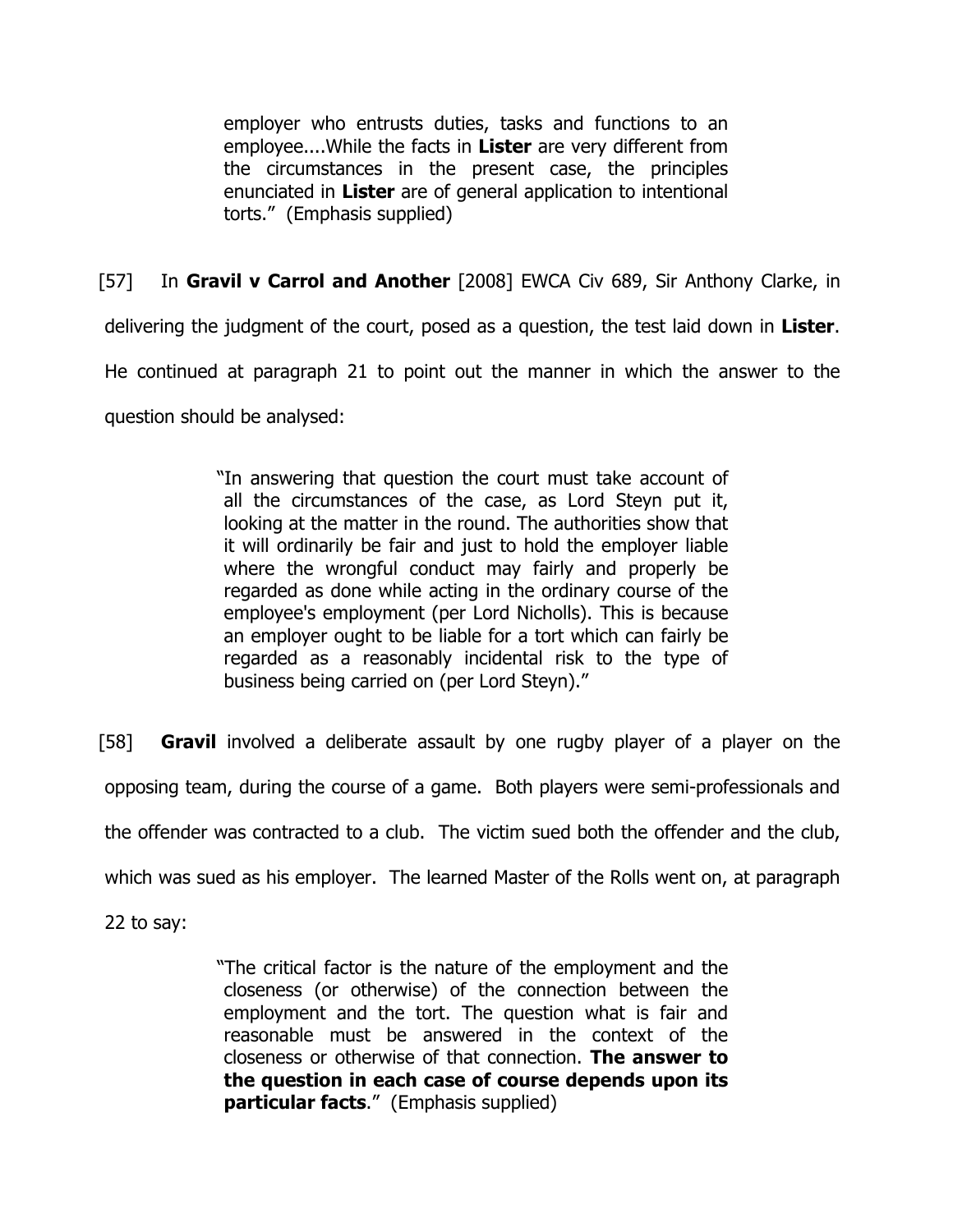> employer who entrusts duties, tasks and functions to an employee....While the facts in **Lister** are very different from the circumstances in the present case, the principles enunciated in **Lister** are of general application to intentional torts." (Emphasis supplied)

[57] In **Gravil v Carrol and Another** [2008] EWCA Civ 689, Sir Anthony Clarke, in delivering the judgment of the court, posed as a question, the test laid down in **Lister**. He continued at paragraph 21 to point out the manner in which the answer to the question should be analysed:

> "In answering that question the court must take account of all the circumstances of the case, as Lord Steyn put it, looking at the matter in the round. The authorities show that it will ordinarily be fair and just to hold the employer liable where the wrongful conduct may fairly and properly be regarded as done while acting in the ordinary course of the employee's employment (per Lord Nicholls). This is because an employer ought to be liable for a tort which can fairly be regarded as a reasonably incidental risk to the type of business being carried on (per Lord Steyn)."

[58] **Gravil** involved a deliberate assault by one rugby player of a player on the opposing team, during the course of a game. Both players were semi-professionals and the offender was contracted to a club. The victim sued both the offender and the club, which was sued as his employer. The learned Master of the Rolls went on, at paragraph 22 to say:

> "The critical factor is the nature of the employment and the closeness (or otherwise) of the connection between the employment and the tort. The question what is fair and reasonable must be answered in the context of the closeness or otherwise of that connection. **The answer to the question in each case of course depends upon its particular facts**." (Emphasis supplied)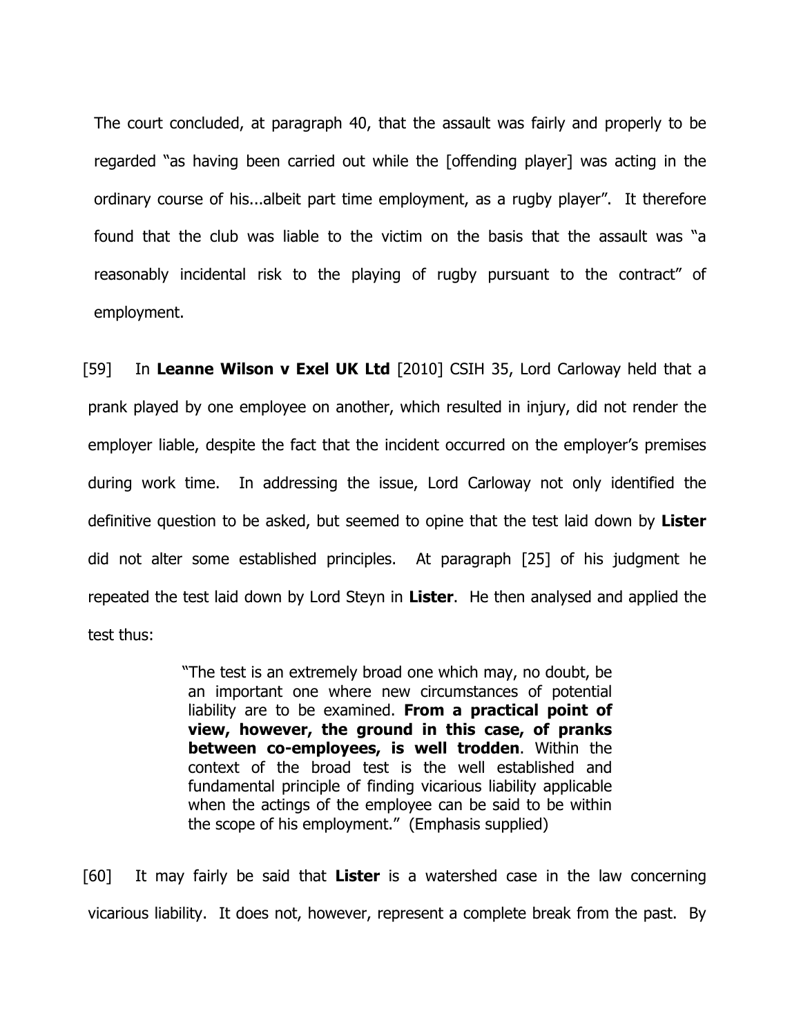The court concluded, at paragraph 40, that the assault was fairly and properly to be regarded "as having been carried out while the [offending player] was acting in the ordinary course of his...albeit part time employment, as a rugby player". It therefore found that the club was liable to the victim on the basis that the assault was "a reasonably incidental risk to the playing of rugby pursuant to the contract" of employment.

[59] In **Leanne Wilson v Exel UK Ltd** [2010] CSIH 35, Lord Carloway held that a prank played by one employee on another, which resulted in injury, did not render the employer liable, despite the fact that the incident occurred on the employer's premises during work time. In addressing the issue, Lord Carloway not only identified the definitive question to be asked, but seemed to opine that the test laid down by **Lister** did not alter some established principles. At paragraph [25] of his judgment he repeated the test laid down by Lord Steyn in **Lister**. He then analysed and applied the test thus:

> "The test is an extremely broad one which may, no doubt, be an important one where new circumstances of potential liability are to be examined. **From a practical point of view, however, the ground in this case, of pranks between co-employees, is well trodden**. Within the context of the broad test is the well established and fundamental principle of finding vicarious liability applicable when the actings of the employee can be said to be within the scope of his employment." (Emphasis supplied)

[60] It may fairly be said that **Lister** is a watershed case in the law concerning vicarious liability. It does not, however, represent a complete break from the past. By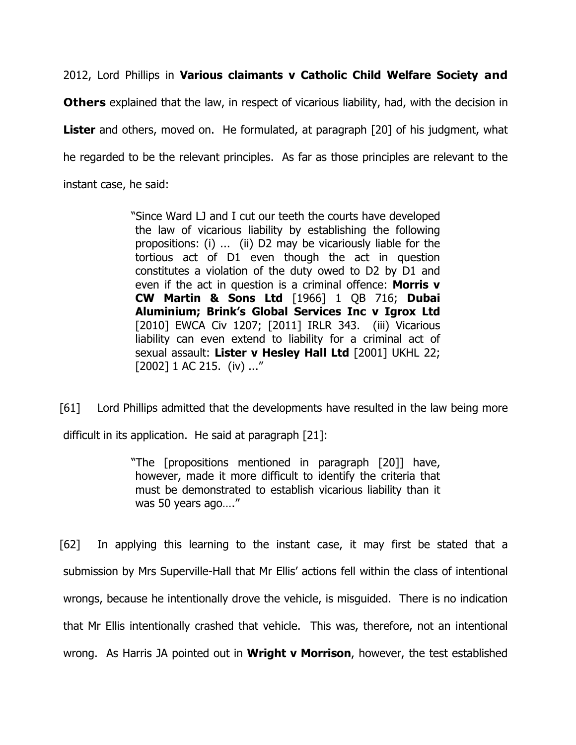2012, Lord Phillips in **Various claimants v Catholic Child Welfare Society and Others** explained that the law, in respect of vicarious liability, had, with the decision in **Lister** and others, moved on. He formulated, at paragraph [20] of his judgment, what he regarded to be the relevant principles. As far as those principles are relevant to the instant case, he said:

> "Since Ward LJ and I cut our teeth the courts have developed the law of vicarious liability by establishing the following propositions: (i) ... (ii) D2 may be vicariously liable for the tortious act of D1 even though the act in question constitutes a violation of the duty owed to D2 by D1 and even if the act in question is a criminal offence: **Morris v CW Martin & Sons Ltd** [1966] 1 QB 716; **Dubai Aluminium; Brink's Global Services Inc v Igrox Ltd** [2010] EWCA Civ 1207; [2011] IRLR 343. (iii) Vicarious liability can even extend to liability for a criminal act of sexual assault: **Lister v Hesley Hall Ltd** [2001] UKHL 22; [2002] 1 AC 215. (iv) ..."

[61] Lord Phillips admitted that the developments have resulted in the law being more difficult in its application. He said at paragraph [21]:

> "The [propositions mentioned in paragraph [20]] have, however, made it more difficult to identify the criteria that must be demonstrated to establish vicarious liability than it was 50 years ago…."

[62] In applying this learning to the instant case, it may first be stated that a submission by Mrs Superville-Hall that Mr Ellis' actions fell within the class of intentional wrongs, because he intentionally drove the vehicle, is misguided. There is no indication that Mr Ellis intentionally crashed that vehicle. This was, therefore, not an intentional wrong. As Harris JA pointed out in **Wright v Morrison**, however, the test established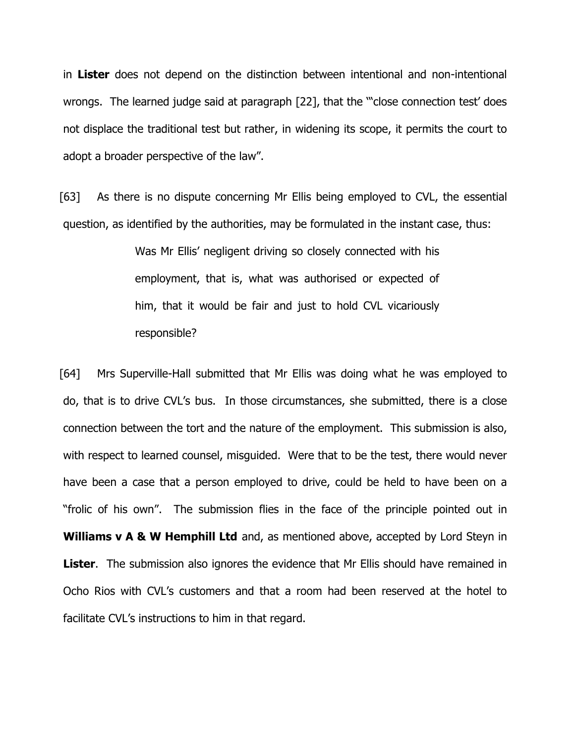in **Lister** does not depend on the distinction between intentional and non-intentional wrongs. The learned judge said at paragraph [22], that the "'close connection test' does not displace the traditional test but rather, in widening its scope, it permits the court to adopt a broader perspective of the law".

[63] As there is no dispute concerning Mr Ellis being employed to CVL, the essential question, as identified by the authorities, may be formulated in the instant case, thus:

> Was Mr Ellis' negligent driving so closely connected with his employment, that is, what was authorised or expected of him, that it would be fair and just to hold CVL vicariously responsible?

[64] Mrs Superville-Hall submitted that Mr Ellis was doing what he was employed to do, that is to drive CVL's bus. In those circumstances, she submitted, there is a close connection between the tort and the nature of the employment. This submission is also, with respect to learned counsel, misguided. Were that to be the test, there would never have been a case that a person employed to drive, could be held to have been on a "frolic of his own". The submission flies in the face of the principle pointed out in **Williams v A & W Hemphill Ltd** and, as mentioned above, accepted by Lord Steyn in **Lister**. The submission also ignores the evidence that Mr Ellis should have remained in Ocho Rios with CVL's customers and that a room had been reserved at the hotel to facilitate CVL's instructions to him in that regard.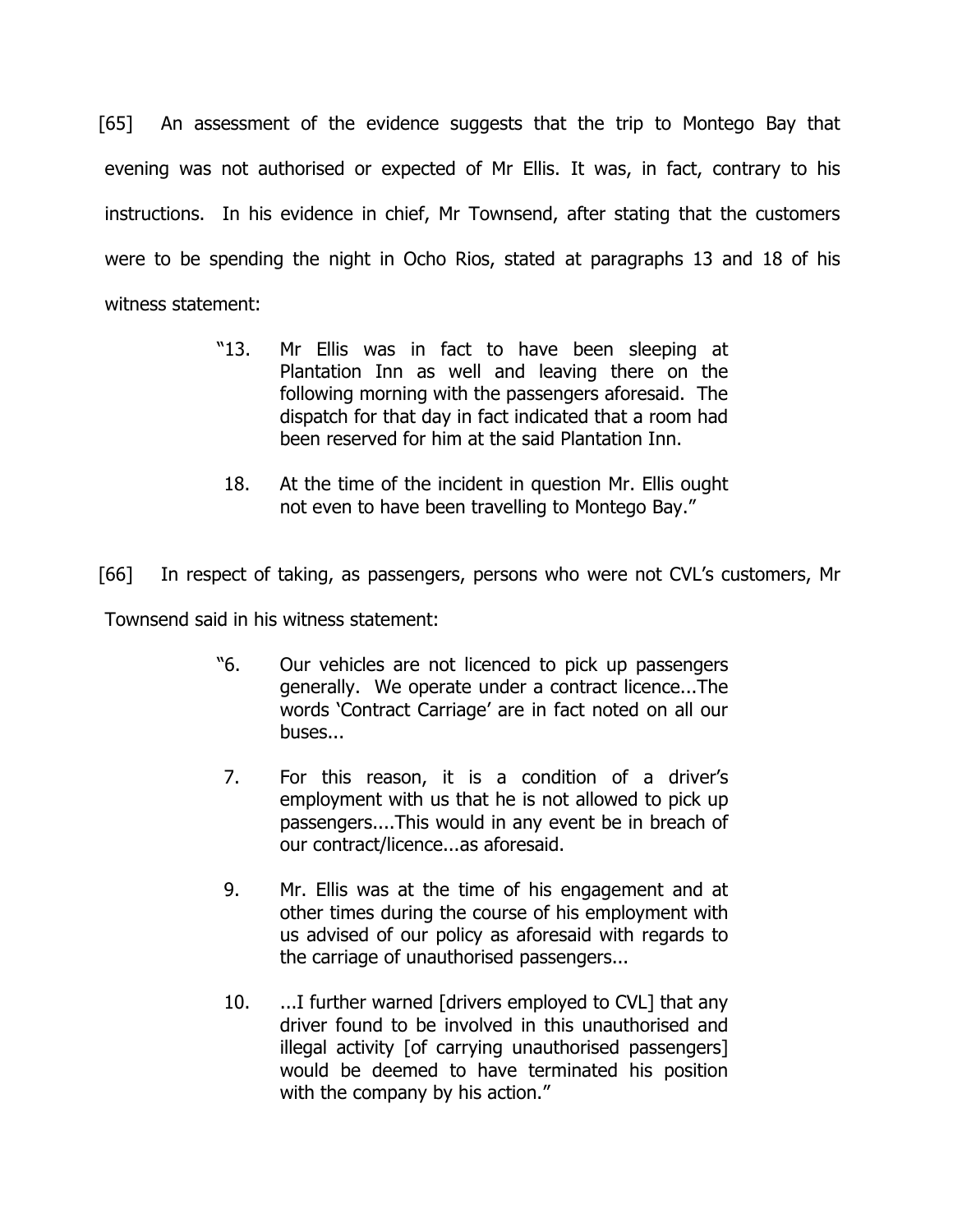[65] An assessment of the evidence suggests that the trip to Montego Bay that evening was not authorised or expected of Mr Ellis. It was, in fact, contrary to his instructions. In his evidence in chief, Mr Townsend, after stating that the customers were to be spending the night in Ocho Rios, stated at paragraphs 13 and 18 of his witness statement:

> "13. Mr Ellis was in fact to have been sleeping at Plantation Inn as well and leaving there on the following morning with the passengers aforesaid. The dispatch for that day in fact indicated that a room had been reserved for him at the said Plantation Inn.
>
> 18. At the time of the incident in question Mr. Ellis ought not even to have been travelling to Montego Bay."

[66] In respect of taking, as passengers, persons who were not CVL's customers, Mr Townsend said in his witness statement:

> "6. Our vehicles are not licenced to pick up passengers generally. We operate under a contract licence...The words 'Contract Carriage' are in fact noted on all our buses...
>
> 7. For this reason, it is a condition of a driver's employment with us that he is not allowed to pick up passengers....This would in any event be in breach of our contract/licence...as aforesaid.
>
> 9. Mr. Ellis was at the time of his engagement and at other times during the course of his employment with us advised of our policy as aforesaid with regards to the carriage of unauthorised passengers...
>
> 10. ...I further warned [drivers employed to CVL] that any driver found to be involved in this unauthorised and illegal activity [of carrying unauthorised passengers] would be deemed to have terminated his position with the company by his action."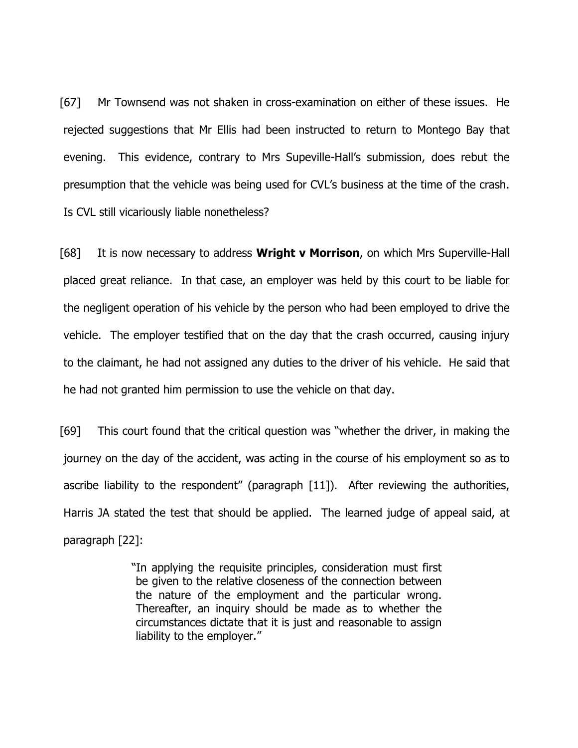[67] Mr Townsend was not shaken in cross-examination on either of these issues. He rejected suggestions that Mr Ellis had been instructed to return to Montego Bay that evening. This evidence, contrary to Mrs Supeville-Hall's submission, does rebut the presumption that the vehicle was being used for CVL's business at the time of the crash. Is CVL still vicariously liable nonetheless?

[68] It is now necessary to address **Wright v Morrison**, on which Mrs Superville-Hall placed great reliance. In that case, an employer was held by this court to be liable for the negligent operation of his vehicle by the person who had been employed to drive the vehicle. The employer testified that on the day that the crash occurred, causing injury to the claimant, he had not assigned any duties to the driver of his vehicle. He said that he had not granted him permission to use the vehicle on that day.

[69] This court found that the critical question was "whether the driver, in making the journey on the day of the accident, was acting in the course of his employment so as to ascribe liability to the respondent" (paragraph [11]). After reviewing the authorities, Harris JA stated the test that should be applied. The learned judge of appeal said, at paragraph [22]:

> "In applying the requisite principles, consideration must first be given to the relative closeness of the connection between the nature of the employment and the particular wrong. Thereafter, an inquiry should be made as to whether the circumstances dictate that it is just and reasonable to assign liability to the employer."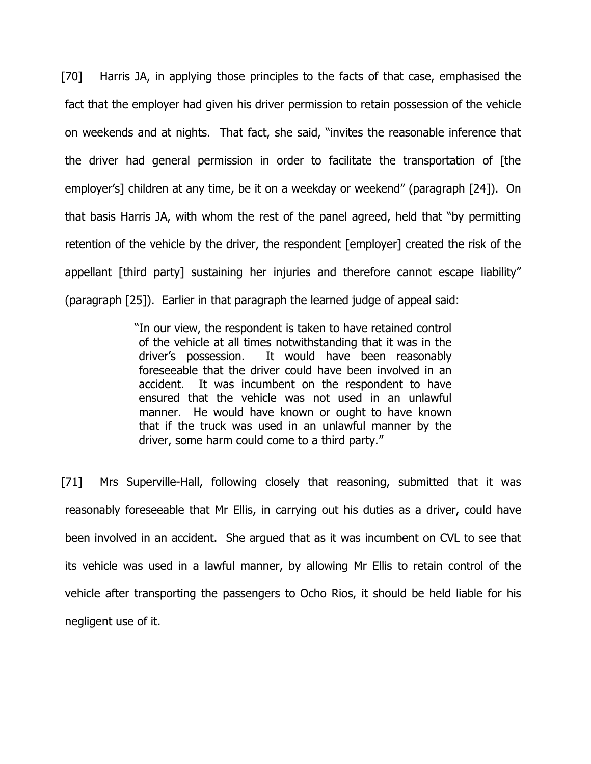[70] Harris JA, in applying those principles to the facts of that case, emphasised the fact that the employer had given his driver permission to retain possession of the vehicle on weekends and at nights. That fact, she said, "invites the reasonable inference that the driver had general permission in order to facilitate the transportation of [the employer's] children at any time, be it on a weekday or weekend" (paragraph [24]). On that basis Harris JA, with whom the rest of the panel agreed, held that "by permitting retention of the vehicle by the driver, the respondent [employer] created the risk of the appellant [third party] sustaining her injuries and therefore cannot escape liability" (paragraph [25]). Earlier in that paragraph the learned judge of appeal said:

> "In our view, the respondent is taken to have retained control of the vehicle at all times notwithstanding that it was in the driver's possession. It would have been reasonably foreseeable that the driver could have been involved in an accident. It was incumbent on the respondent to have ensured that the vehicle was not used in an unlawful manner. He would have known or ought to have known that if the truck was used in an unlawful manner by the driver, some harm could come to a third party."

[71] Mrs Superville-Hall, following closely that reasoning, submitted that it was reasonably foreseeable that Mr Ellis, in carrying out his duties as a driver, could have been involved in an accident. She argued that as it was incumbent on CVL to see that its vehicle was used in a lawful manner, by allowing Mr Ellis to retain control of the vehicle after transporting the passengers to Ocho Rios, it should be held liable for his negligent use of it.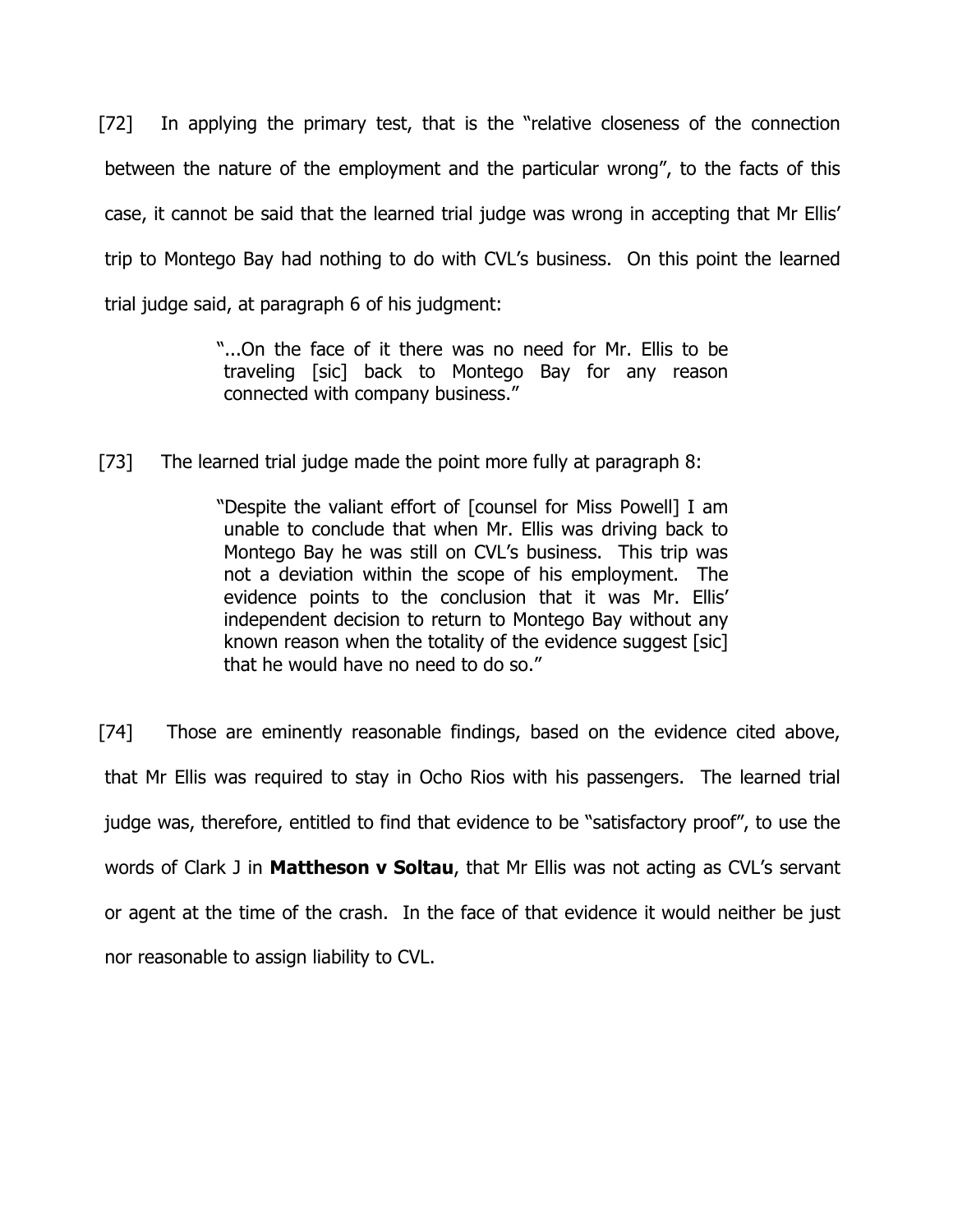[72] In applying the primary test, that is the "relative closeness of the connection between the nature of the employment and the particular wrong", to the facts of this case, it cannot be said that the learned trial judge was wrong in accepting that Mr Ellis' trip to Montego Bay had nothing to do with CVL's business. On this point the learned trial judge said, at paragraph 6 of his judgment:

> "...On the face of it there was no need for Mr. Ellis to be traveling [sic] back to Montego Bay for any reason connected with company business."

[73] The learned trial judge made the point more fully at paragraph 8:

> "Despite the valiant effort of [counsel for Miss Powell] I am unable to conclude that when Mr. Ellis was driving back to Montego Bay he was still on CVL's business. This trip was not a deviation within the scope of his employment. The evidence points to the conclusion that it was Mr. Ellis' independent decision to return to Montego Bay without any known reason when the totality of the evidence suggest [sic] that he would have no need to do so."

[74] Those are eminently reasonable findings, based on the evidence cited above, that Mr Ellis was required to stay in Ocho Rios with his passengers. The learned trial judge was, therefore, entitled to find that evidence to be "satisfactory proof", to use the words of Clark J in **Mattheson v Soltau**, that Mr Ellis was not acting as CVL's servant or agent at the time of the crash. In the face of that evidence it would neither be just nor reasonable to assign liability to CVL.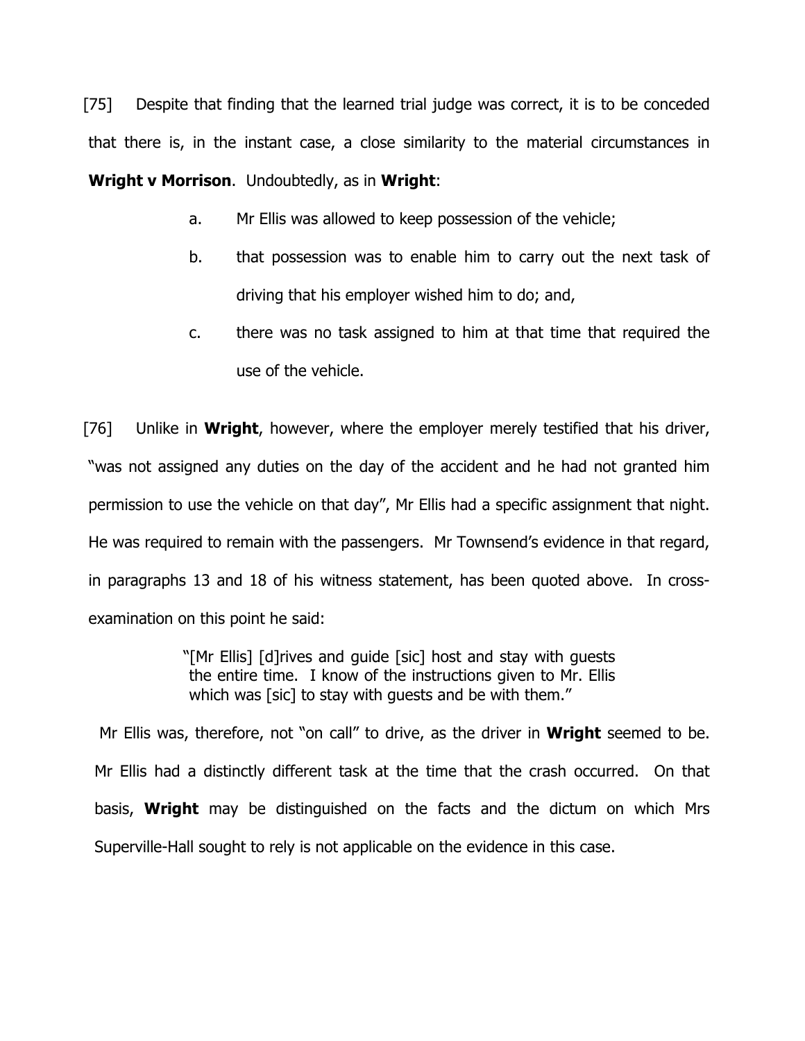[75] Despite that finding that the learned trial judge was correct, it is to be conceded that there is, in the instant case, a close similarity to the material circumstances in **Wright v Morrison**. Undoubtedly, as in **Wright**:

a. Mr Ellis was allowed to keep possession of the vehicle;

b. that possession was to enable him to carry out the next task of driving that his employer wished him to do; and,

c. there was no task assigned to him at that time that required the use of the vehicle.

[76] Unlike in **Wright**, however, where the employer merely testified that his driver, "was not assigned any duties on the day of the accident and he had not granted him permission to use the vehicle on that day", Mr Ellis had a specific assignment that night. He was required to remain with the passengers. Mr Townsend's evidence in that regard, in paragraphs 13 and 18 of his witness statement, has been quoted above. In cross-examination on this point he said:

> "[Mr Ellis] [d]rives and guide [sic] host and stay with guests the entire time. I know of the instructions given to Mr. Ellis which was [sic] to stay with guests and be with them."

Mr Ellis was, therefore, not "on call" to drive, as the driver in **Wright** seemed to be. Mr Ellis had a distinctly different task at the time that the crash occurred. On that basis, **Wright** may be distinguished on the facts and the dictum on which Mrs Superville-Hall sought to rely is not applicable on the evidence in this case.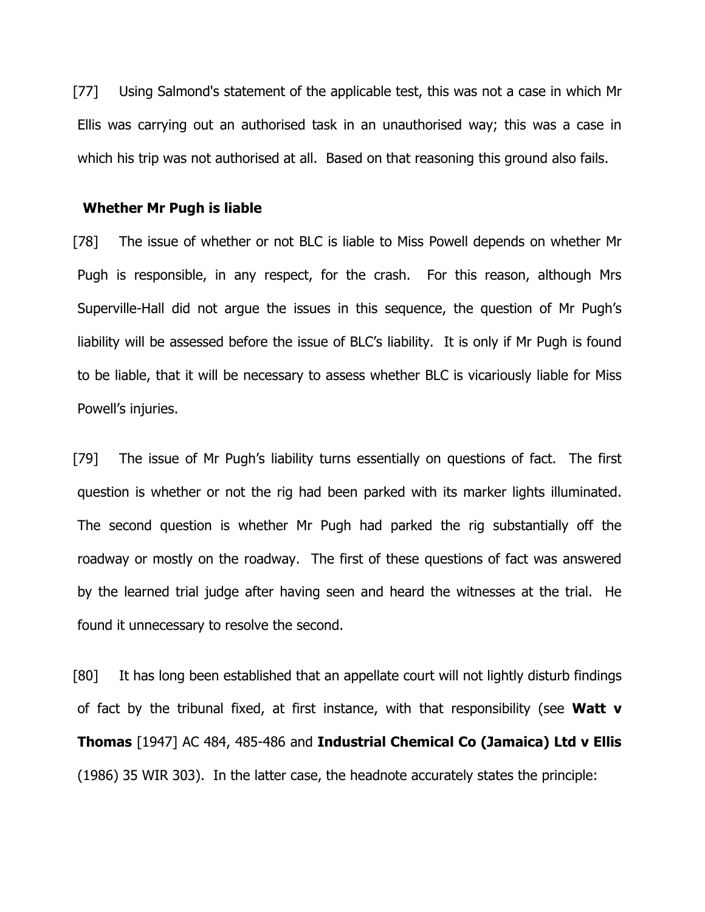[77] Using Salmond's statement of the applicable test, this was not a case in which Mr Ellis was carrying out an authorised task in an unauthorised way; this was a case in which his trip was not authorised at all. Based on that reasoning this ground also fails.

**Whether Mr Pugh is liable**

[78] The issue of whether or not BLC is liable to Miss Powell depends on whether Mr Pugh is responsible, in any respect, for the crash. For this reason, although Mrs Superville-Hall did not argue the issues in this sequence, the question of Mr Pugh's liability will be assessed before the issue of BLC's liability. It is only if Mr Pugh is found to be liable, that it will be necessary to assess whether BLC is vicariously liable for Miss Powell's injuries.

[79] The issue of Mr Pugh's liability turns essentially on questions of fact. The first question is whether or not the rig had been parked with its marker lights illuminated. The second question is whether Mr Pugh had parked the rig substantially off the roadway or mostly on the roadway. The first of these questions of fact was answered by the learned trial judge after having seen and heard the witnesses at the trial. He found it unnecessary to resolve the second.

[80] It has long been established that an appellate court will not lightly disturb findings of fact by the tribunal fixed, at first instance, with that responsibility (see **Watt v Thomas** [1947] AC 484, 485-486 and **Industrial Chemical Co (Jamaica) Ltd v Ellis** (1986) 35 WIR 303). In the latter case, the headnote accurately states the principle: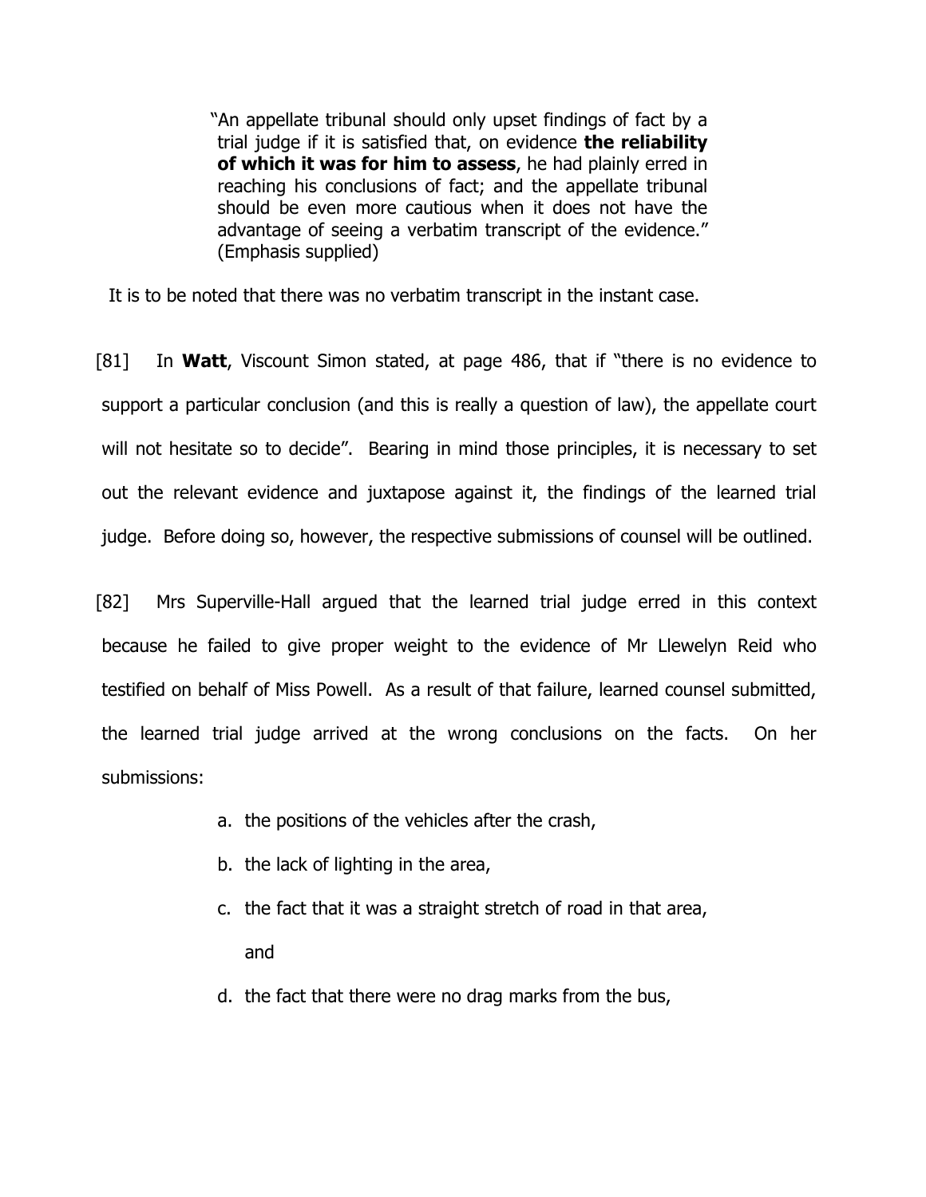> "An appellate tribunal should only upset findings of fact by a trial judge if it is satisfied that, on evidence **the reliability of which it was for him to assess**, he had plainly erred in reaching his conclusions of fact; and the appellate tribunal should be even more cautious when it does not have the advantage of seeing a verbatim transcript of the evidence." (Emphasis supplied)

It is to be noted that there was no verbatim transcript in the instant case.

[81] In **Watt**, Viscount Simon stated, at page 486, that if "there is no evidence to support a particular conclusion (and this is really a question of law), the appellate court will not hesitate so to decide". Bearing in mind those principles, it is necessary to set out the relevant evidence and juxtapose against it, the findings of the learned trial judge. Before doing so, however, the respective submissions of counsel will be outlined.

[82] Mrs Superville-Hall argued that the learned trial judge erred in this context because he failed to give proper weight to the evidence of Mr Llewelyn Reid who testified on behalf of Miss Powell. As a result of that failure, learned counsel submitted, the learned trial judge arrived at the wrong conclusions on the facts. On her submissions:

a. the positions of the vehicles after the crash,

b. the lack of lighting in the area,

c. the fact that it was a straight stretch of road in that area, and

d. the fact that there were no drag marks from the bus,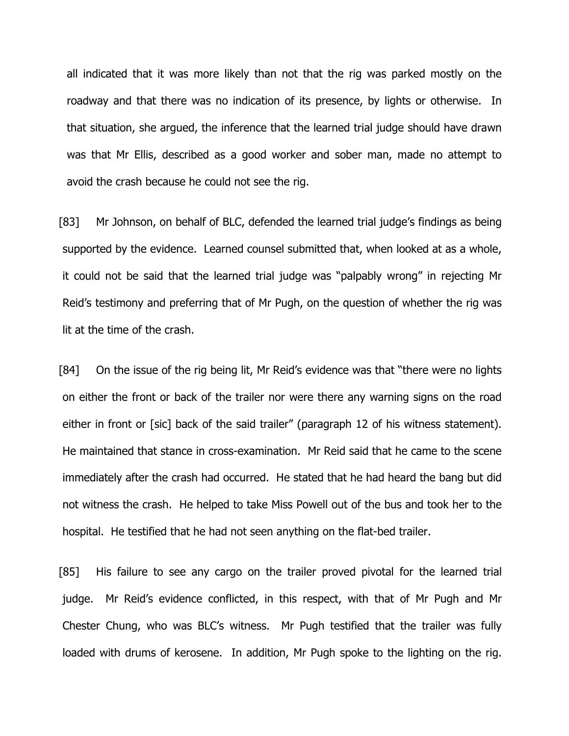all indicated that it was more likely than not that the rig was parked mostly on the roadway and that there was no indication of its presence, by lights or otherwise. In that situation, she argued, the inference that the learned trial judge should have drawn was that Mr Ellis, described as a good worker and sober man, made no attempt to avoid the crash because he could not see the rig.

[83] Mr Johnson, on behalf of BLC, defended the learned trial judge's findings as being supported by the evidence. Learned counsel submitted that, when looked at as a whole, it could not be said that the learned trial judge was "palpably wrong" in rejecting Mr Reid's testimony and preferring that of Mr Pugh, on the question of whether the rig was lit at the time of the crash.

[84] On the issue of the rig being lit, Mr Reid's evidence was that "there were no lights on either the front or back of the trailer nor were there any warning signs on the road either in front or [sic] back of the said trailer" (paragraph 12 of his witness statement). He maintained that stance in cross-examination. Mr Reid said that he came to the scene immediately after the crash had occurred. He stated that he had heard the bang but did not witness the crash. He helped to take Miss Powell out of the bus and took her to the hospital. He testified that he had not seen anything on the flat-bed trailer.

[85] His failure to see any cargo on the trailer proved pivotal for the learned trial judge. Mr Reid's evidence conflicted, in this respect, with that of Mr Pugh and Mr Chester Chung, who was BLC's witness. Mr Pugh testified that the trailer was fully loaded with drums of kerosene. In addition, Mr Pugh spoke to the lighting on the rig.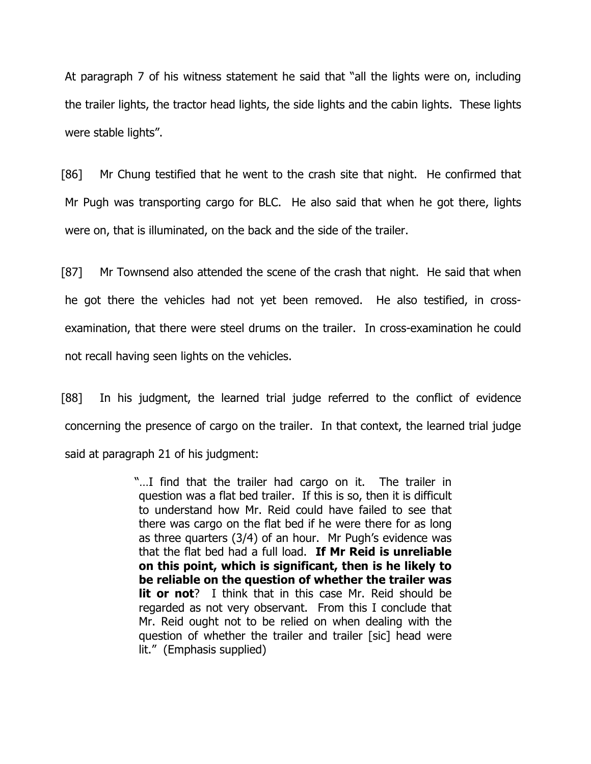At paragraph 7 of his witness statement he said that "all the lights were on, including the trailer lights, the tractor head lights, the side lights and the cabin lights. These lights were stable lights".

[86] Mr Chung testified that he went to the crash site that night. He confirmed that Mr Pugh was transporting cargo for BLC. He also said that when he got there, lights were on, that is illuminated, on the back and the side of the trailer.

[87] Mr Townsend also attended the scene of the crash that night. He said that when he got there the vehicles had not yet been removed. He also testified, in cross-examination, that there were steel drums on the trailer. In cross-examination he could not recall having seen lights on the vehicles.

[88] In his judgment, the learned trial judge referred to the conflict of evidence concerning the presence of cargo on the trailer. In that context, the learned trial judge said at paragraph 21 of his judgment:

> "…I find that the trailer had cargo on it. The trailer in question was a flat bed trailer. If this is so, then it is difficult to understand how Mr. Reid could have failed to see that there was cargo on the flat bed if he were there for as long as three quarters (3/4) of an hour. Mr Pugh's evidence was that the flat bed had a full load. **If Mr Reid is unreliable on this point, which is significant, then is he likely to be reliable on the question of whether the trailer was lit or not**? I think that in this case Mr. Reid should be regarded as not very observant. From this I conclude that Mr. Reid ought not to be relied on when dealing with the question of whether the trailer and trailer [sic] head were lit." (Emphasis supplied)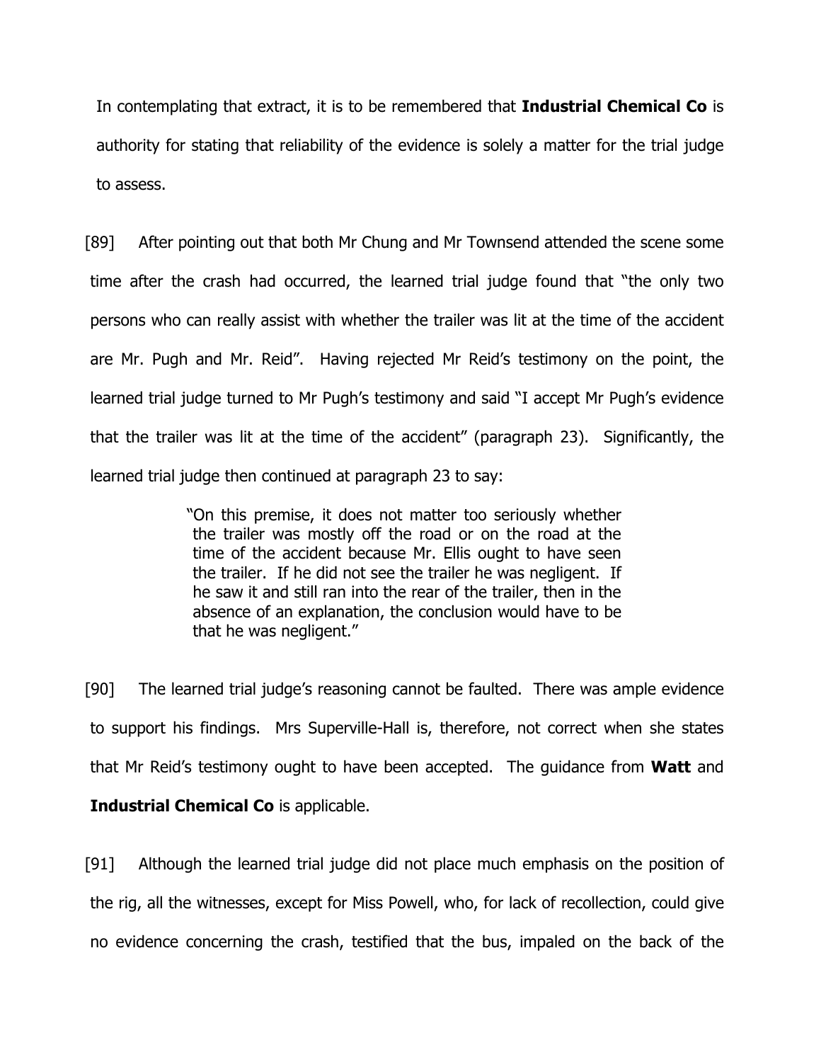In contemplating that extract, it is to be remembered that **Industrial Chemical Co** is authority for stating that reliability of the evidence is solely a matter for the trial judge to assess.

[89] After pointing out that both Mr Chung and Mr Townsend attended the scene some time after the crash had occurred, the learned trial judge found that "the only two persons who can really assist with whether the trailer was lit at the time of the accident are Mr. Pugh and Mr. Reid". Having rejected Mr Reid's testimony on the point, the learned trial judge turned to Mr Pugh's testimony and said "I accept Mr Pugh's evidence that the trailer was lit at the time of the accident" (paragraph 23). Significantly, the learned trial judge then continued at paragraph 23 to say:

> "On this premise, it does not matter too seriously whether the trailer was mostly off the road or on the road at the time of the accident because Mr. Ellis ought to have seen the trailer. If he did not see the trailer he was negligent. If he saw it and still ran into the rear of the trailer, then in the absence of an explanation, the conclusion would have to be that he was negligent."

[90] The learned trial judge's reasoning cannot be faulted. There was ample evidence to support his findings. Mrs Superville-Hall is, therefore, not correct when she states that Mr Reid's testimony ought to have been accepted. The guidance from **Watt** and **Industrial Chemical Co** is applicable.

[91] Although the learned trial judge did not place much emphasis on the position of the rig, all the witnesses, except for Miss Powell, who, for lack of recollection, could give no evidence concerning the crash, testified that the bus, impaled on the back of the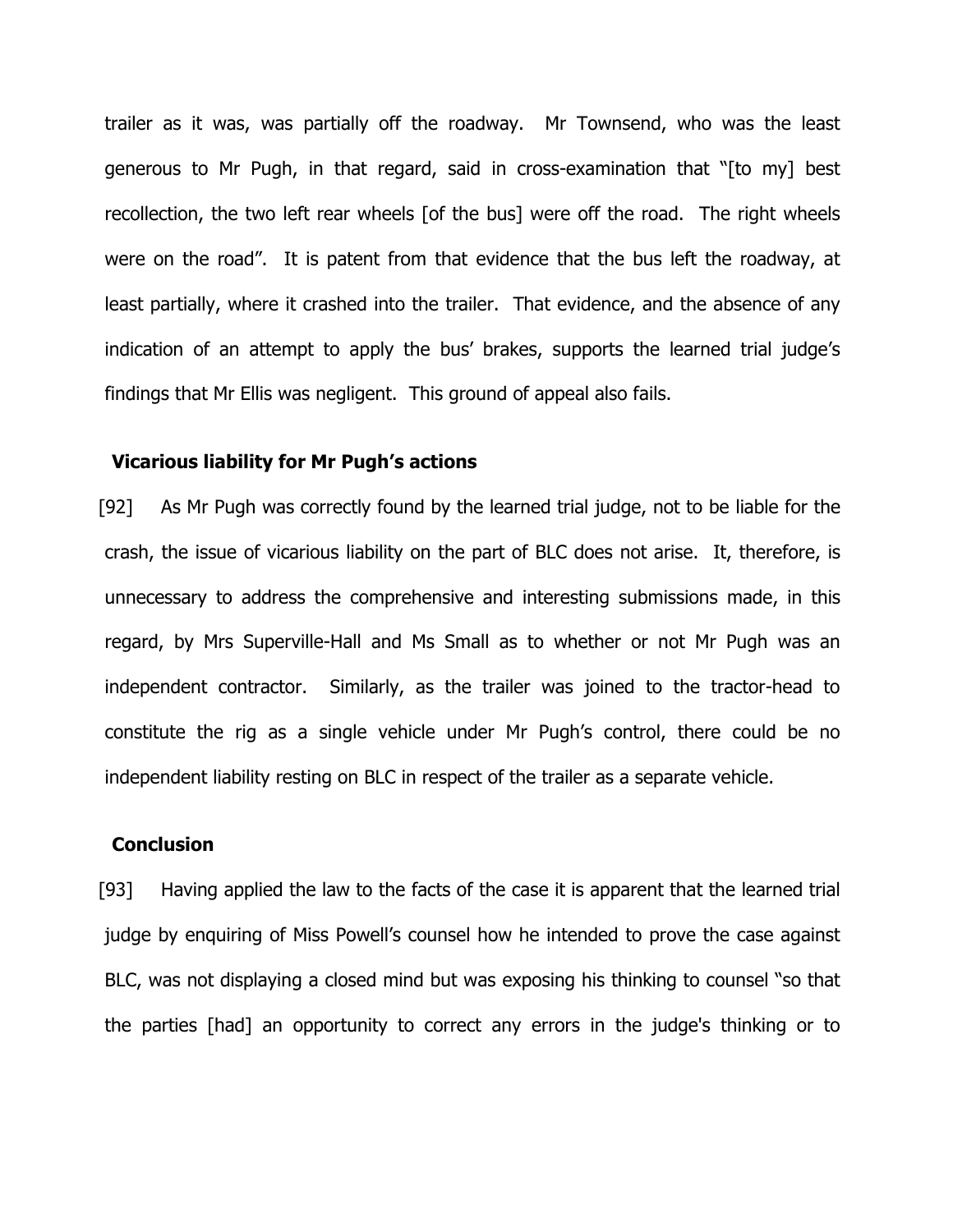trailer as it was, was partially off the roadway. Mr Townsend, who was the least generous to Mr Pugh, in that regard, said in cross-examination that "[to my] best recollection, the two left rear wheels [of the bus] were off the road. The right wheels were on the road". It is patent from that evidence that the bus left the roadway, at least partially, where it crashed into the trailer. That evidence, and the absence of any indication of an attempt to apply the bus' brakes, supports the learned trial judge's findings that Mr Ellis was negligent. This ground of appeal also fails.

### Vicarious liability for Mr Pugh's actions

[92] As Mr Pugh was correctly found by the learned trial judge, not to be liable for the crash, the issue of vicarious liability on the part of BLC does not arise. It, therefore, is unnecessary to address the comprehensive and interesting submissions made, in this regard, by Mrs Superville-Hall and Ms Small as to whether or not Mr Pugh was an independent contractor. Similarly, as the trailer was joined to the tractor-head to constitute the rig as a single vehicle under Mr Pugh's control, there could be no independent liability resting on BLC in respect of the trailer as a separate vehicle.

### Conclusion

[93] Having applied the law to the facts of the case it is apparent that the learned trial judge by enquiring of Miss Powell's counsel how he intended to prove the case against BLC, was not displaying a closed mind but was exposing his thinking to counsel "so that the parties [had] an opportunity to correct any errors in the judge's thinking or to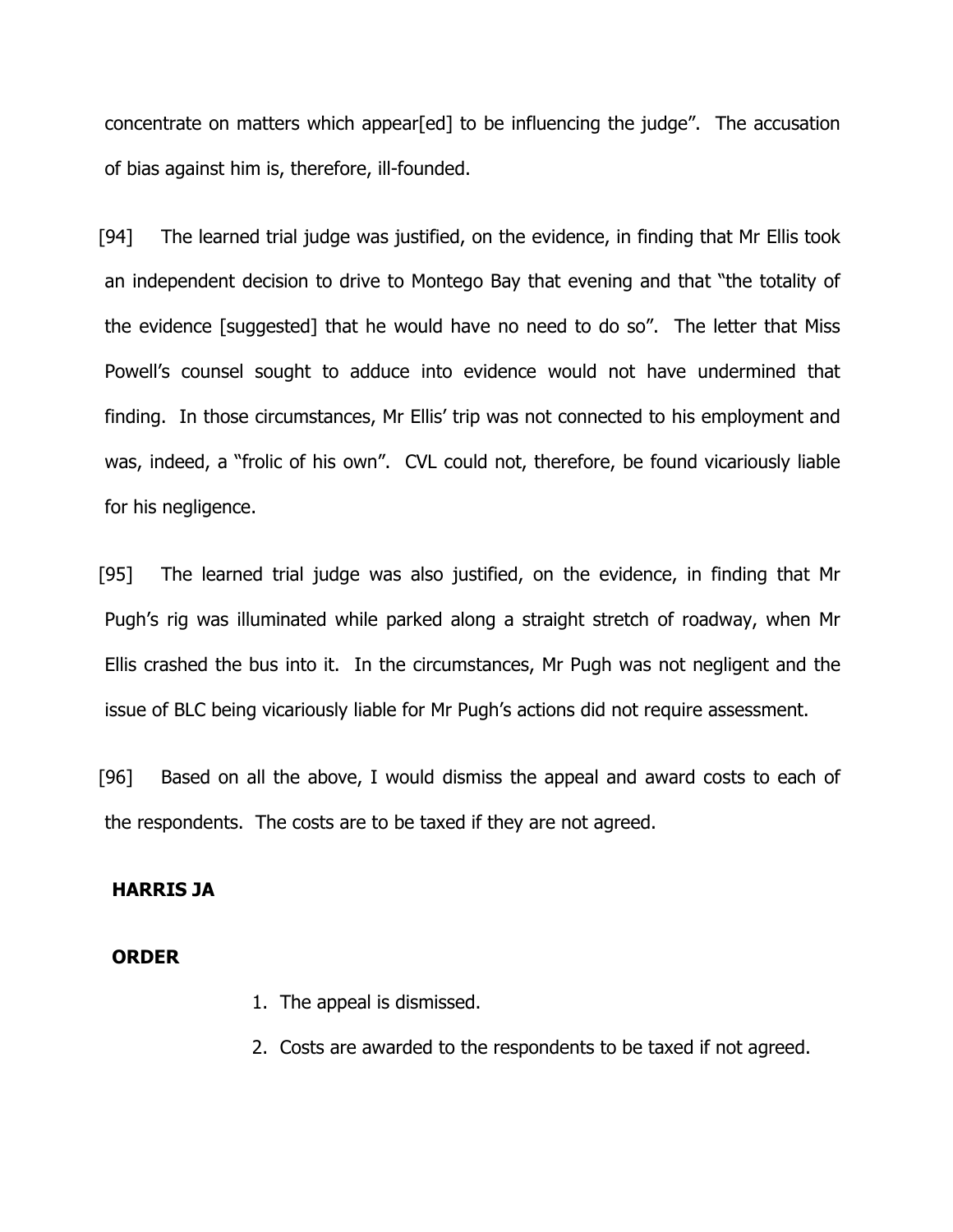concentrate on matters which appear[ed] to be influencing the judge". The accusation of bias against him is, therefore, ill-founded.

[94] The learned trial judge was justified, on the evidence, in finding that Mr Ellis took an independent decision to drive to Montego Bay that evening and that "the totality of the evidence [suggested] that he would have no need to do so". The letter that Miss Powell's counsel sought to adduce into evidence would not have undermined that finding. In those circumstances, Mr Ellis' trip was not connected to his employment and was, indeed, a "frolic of his own". CVL could not, therefore, be found vicariously liable for his negligence.

[95] The learned trial judge was also justified, on the evidence, in finding that Mr Pugh's rig was illuminated while parked along a straight stretch of roadway, when Mr Ellis crashed the bus into it. In the circumstances, Mr Pugh was not negligent and the issue of BLC being vicariously liable for Mr Pugh's actions did not require assessment.

[96] Based on all the above, I would dismiss the appeal and award costs to each of the respondents. The costs are to be taxed if they are not agreed.

**HARRIS JA**

**ORDER**

1. The appeal is dismissed.
2. Costs are awarded to the respondents to be taxed if not agreed.